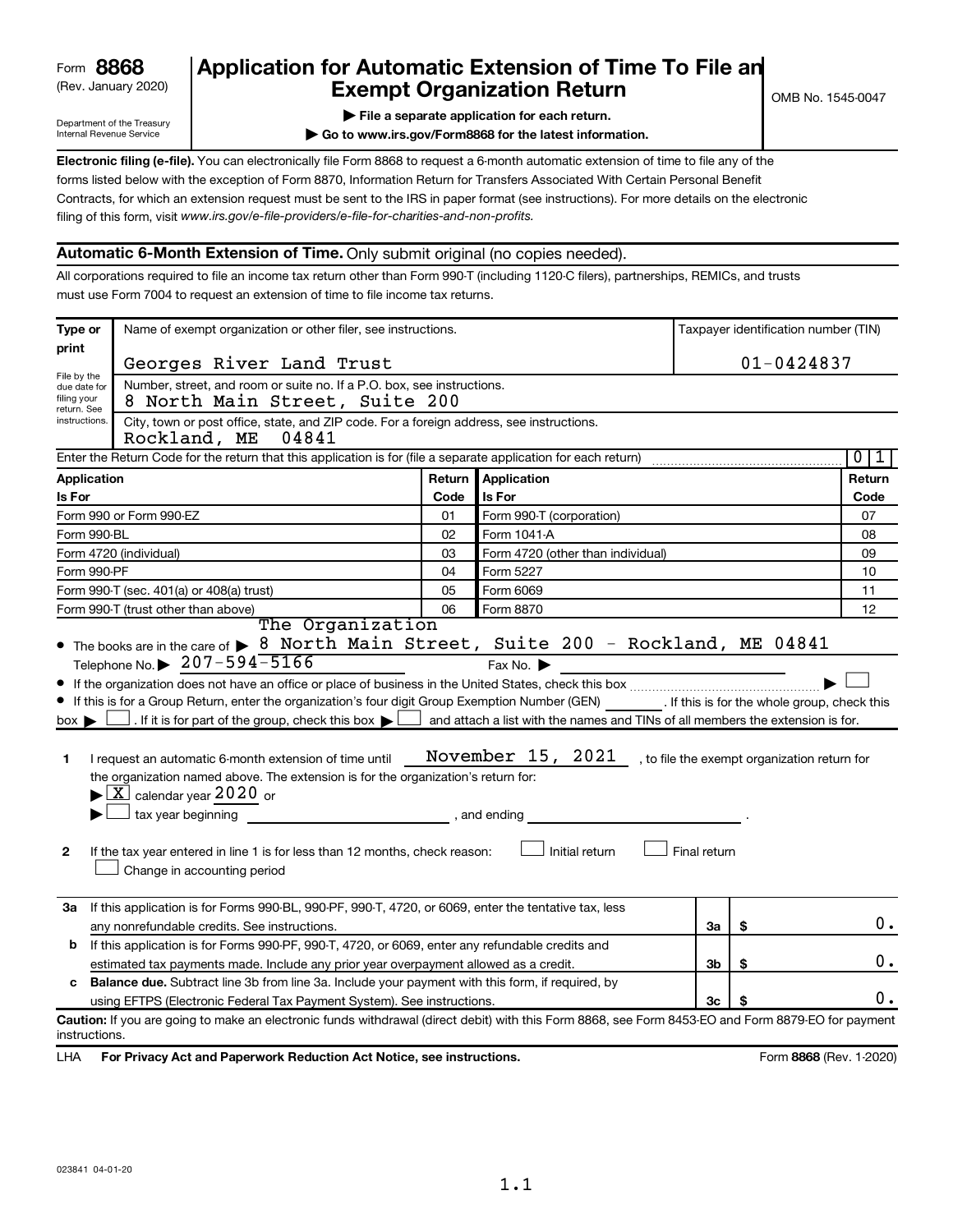Form **8868**
(Rev. January 2020)

Department of the Treasury
Internal Revenue Service

# Application for Automatic Extension of Time To File an Exempt Organization Return

OMB No. 1545-0047

▶ **File a separate application for each return.**

▶ **Go to www.irs.gov/Form8868 for the latest information.**

**Electronic filing (e-file).** You can electronically file Form 8868 to request a 6-month automatic extension of time to file any of the forms listed below with the exception of Form 8870, Information Return for Transfers Associated With Certain Personal Benefit Contracts, for which an extension request must be sent to the IRS in paper format (see instructions). For more details on the electronic filing of this form, visit *www.irs.gov/e-file-providers/e-file-for-charities-and-non-profits.*

## Automatic 6-Month Extension of Time. Only submit original (no copies needed).

All corporations required to file an income tax return other than Form 990-T (including 1120-C filers), partnerships, REMICs, and trusts must use Form 7004 to request an extension of time to file income tax returns.

**Type or print**

File by the due date for filing your return. See instructions.

Name of exempt organization or other filer, see instructions.
Georges River Land Trust

Taxpayer identification number (TIN)
01-0424837

Number, street, and room or suite no. If a P.O. box, see instructions.
8 North Main Street, Suite 200

City, town or post office, state, and ZIP code. For a foreign address, see instructions.
Rockland, ME 04841

Enter the Return Code for the return that this application is for (file a separate application for each return) ..... 0 1

| Application Is For | Return Code | Application Is For | Return Code |
|---|---|---|---|
| Form 990 or Form 990-EZ | 01 | Form 990-T (corporation) | 07 |
| Form 990-BL | 02 | Form 1041-A | 08 |
| Form 4720 (individual) | 03 | Form 4720 (other than individual) | 09 |
| Form 990-PF | 04 | Form 5227 | 10 |
| Form 990-T (sec. 401(a) or 408(a) trust) | 05 | Form 6069 | 11 |
| Form 990-T (trust other than above) | 06 | Form 8870 | 12 |

- The books are in the care of ▶ The Organization
  8 North Main Street, Suite 200 - Rockland, ME 04841
  Telephone No. ▶ 207-594-5166 Fax No. ▶
- If the organization does not have an office or place of business in the United States, check this box ..... ▶ ☐
- If this is for a Group Return, enter the organization's four digit Group Exemption Number (GEN) ______ . If this is for the whole group, check this box ▶ ☐ . If it is for part of the group, check this box ▶ ☐ and attach a list with the names and TINs of all members the extension is for.

**1** I request an automatic 6-month extension of time until November 15, 2021 , to file the exempt organization return for the organization named above. The extension is for the organization's return for:
▶ ☒ calendar year 2020 or
▶ ☐ tax year beginning ______________ , and ending ______________ .

**2** If the tax year entered in line 1 is for less than 12 months, check reason: ☐ Initial return ☐ Final return
☐ Change in accounting period

| | | | |
|---|---|---|---|
| **3a** | If this application is for Forms 990-BL, 990-PF, 990-T, 4720, or 6069, enter the tentative tax, less any nonrefundable credits. See instructions. | **3a** | $ 0. |
| **b** | If this application is for Forms 990-PF, 990-T, 4720, or 6069, enter any refundable credits and estimated tax payments made. Include any prior year overpayment allowed as a credit. | **3b** | $ 0. |
| **c** | **Balance due.** Subtract line 3b from line 3a. Include your payment with this form, if required, by using EFTPS (Electronic Federal Tax Payment System). See instructions. | **3c** | $ 0. |

**Caution:** If you are going to make an electronic funds withdrawal (direct debit) with this Form 8868, see Form 8453-EO and Form 8879-EO for payment instructions.

LHA **For Privacy Act and Paperwork Reduction Act Notice, see instructions.** Form **8868** (Rev. 1-2020)

023841 04-01-20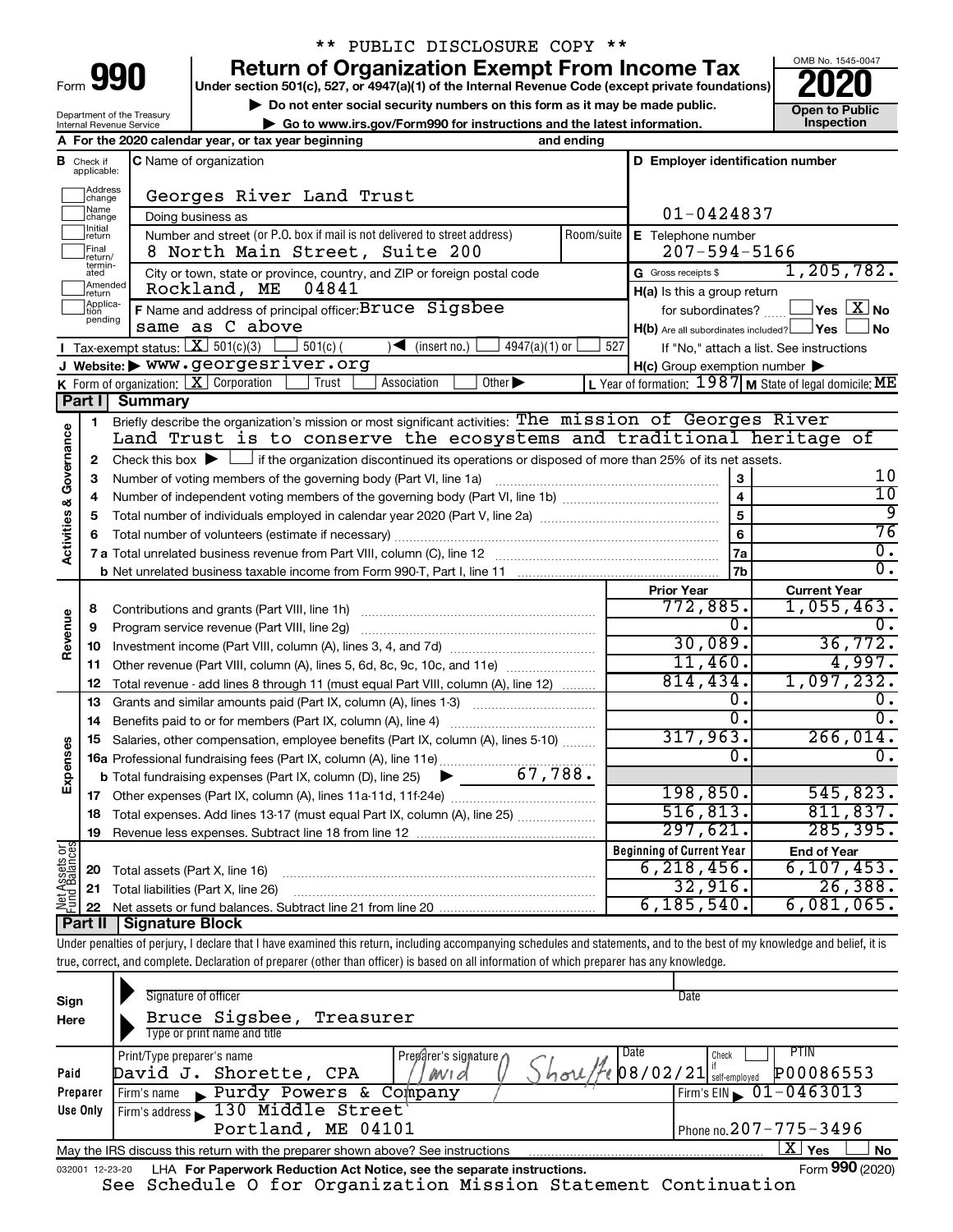\*\* PUBLIC DISCLOSURE COPY \*\*

# Form 990 — Return of Organization Exempt From Income Tax (2020)

Under section 501(c), 527, or 4947(a)(1) of the Internal Revenue Code (except private foundations)

▶ Do not enter social security numbers on this form as it may be made public.

▶ Go to www.irs.gov/Form990 for instructions and the latest information.

OMB No. 1545-0047 — Open to Public Inspection

Department of the Treasury, Internal Revenue Service

**A** For the 2020 calendar year, or tax year beginning and ending

**B** Check if applicable: Address change, Name change, Initial return, Final return/terminated, Amended return, Application pending

**C** Name of organization: Georges River Land Trust

Doing business as

Number and street (or P.O. box if mail is not delivered to street address): 8 North Main Street, Suite 200 — Room/suite

City or town, state or province, country, and ZIP or foreign postal code: Rockland, ME 04841

**D** Employer identification number: 01-0424837

**E** Telephone number: 207-594-5166

**G** Gross receipts $ 1,205,782.

**F** Name and address of principal officer: Bruce Sigsbee, same as C above

**H(a)** Is this a group return for subordinates? ☐ Yes ☒ No

**H(b)** Are all subordinates included? ☐ Yes ☐ No — If "No," attach a list. See instructions

**H(c)** Group exemption number ▶

**I** Tax-exempt status: ☒ 501(c)(3) ☐ 501(c) ( ) ◀ (insert no.) ☐ 4947(a)(1) or ☐ 527

**J** Website: ▶ www.georgesriver.org

**K** Form of organization: ☒ Corporation ☐ Trust ☐ Association ☐ Other ▶

**L** Year of formation: 1987 **M** State of legal domicile: ME

## Part I Summary

**Activities & Governance**

1. Briefly describe the organization's mission or most significant activities: The mission of Georges River Land Trust is to conserve the ecosystems and traditional heritage of
2. Check this box ▶ ☐ if the organization discontinued its operations or disposed of more than 25% of its net assets.

| Line | Description | | Value |
|---|---|---|---|
| 3 | Number of voting members of the governing body (Part VI, line 1a) | 3 | 10 |
| 4 | Number of independent voting members of the governing body (Part VI, line 1b) | 4 | 10 |
| 5 | Total number of individuals employed in calendar year 2020 (Part V, line 2a) | 5 | 9 |
| 6 | Total number of volunteers (estimate if necessary) | 6 | 76 |
| 7a | Total unrelated business revenue from Part VIII, column (C), line 12 | 7a | 0. |
| 7b | Net unrelated business taxable income from Form 990-T, Part I, line 11 | 7b | 0. |

| Line | Description | Prior Year | Current Year |
|---|---|---|---|
| | **Revenue** | | |
| 8 | Contributions and grants (Part VIII, line 1h) | 772,885. | 1,055,463. |
| 9 | Program service revenue (Part VIII, line 2g) | 0. | 0. |
| 10 | Investment income (Part VIII, column (A), lines 3, 4, and 7d) | 30,089. | 36,772. |
| 11 | Other revenue (Part VIII, column (A), lines 5, 6d, 8c, 9c, 10c, and 11e) | 11,460. | 4,997. |
| 12 | Total revenue - add lines 8 through 11 (must equal Part VIII, column (A), line 12) | 814,434. | 1,097,232. |
| | **Expenses** | | |
| 13 | Grants and similar amounts paid (Part IX, column (A), lines 1-3) | 0. | 0. |
| 14 | Benefits paid to or for members (Part IX, column (A), line 4) | 0. | 0. |
| 15 | Salaries, other compensation, employee benefits (Part IX, column (A), lines 5-10) | 317,963. | 266,014. |
| 16a | Professional fundraising fees (Part IX, column (A), line 11e) | 0. | 0. |
| b | Total fundraising expenses (Part IX, column (D), line 25) ▶ 67,788. | | |
| 17 | Other expenses (Part IX, column (A), lines 11a-11d, 11f-24e) | 198,850. | 545,823. |
| 18 | Total expenses. Add lines 13-17 (must equal Part IX, column (A), line 25) | 516,813. | 811,837. |
| 19 | Revenue less expenses. Subtract line 18 from line 12 | 297,621. | 285,395. |

| Line | Net Assets or Fund Balances | Beginning of Current Year | End of Year |
|---|---|---|---|
| 20 | Total assets (Part X, line 16) | 6,218,456. | 6,107,453. |
| 21 | Total liabilities (Part X, line 26) | 32,916. | 26,388. |
| 22 | Net assets or fund balances. Subtract line 21 from line 20 | 6,185,540. | 6,081,065. |

## Part II Signature Block

Under penalties of perjury, I declare that I have examined this return, including accompanying schedules and statements, and to the best of my knowledge and belief, it is true, correct, and complete. Declaration of preparer (other than officer) is based on all information of which preparer has any knowledge.

**Sign Here**

Signature of officer — Date

Bruce Sigsbee, Treasurer

Type or print name and title

**Paid Preparer Use Only**

| Print/Type preparer's name | Preparer's signature | Date | Check if self-employed | PTIN |
|---|---|---|---|---|
| David J. Shorette, CPA | David J. Shorette | 08/02/21 | ☐ | P00086553 |

Firm's name ▶ Purdy Powers & Company — Firm's EIN ▶ 01-0463013

Firm's address ▶ 130 Middle Street, Portland, ME 04101 — Phone no. 207-775-3496

May the IRS discuss this return with the preparer shown above? See instructions ☒ Yes ☐ No

032001 12-23-20 LHA For Paperwork Reduction Act Notice, see the separate instructions. Form **990** (2020)

See Schedule O for Organization Mission Statement Continuation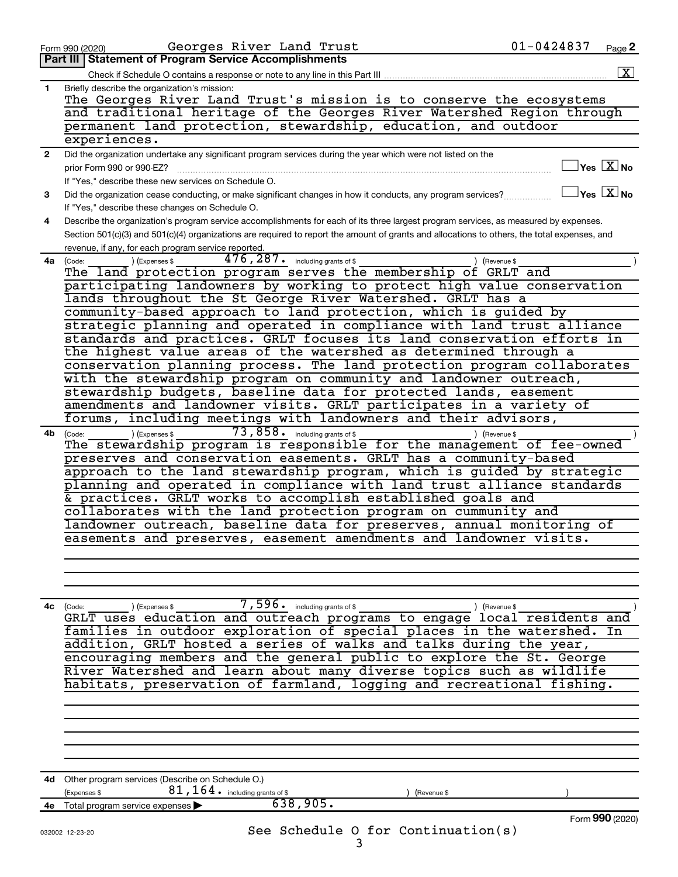Form 990 (2020) Georges River Land Trust 01-0424837 Page 2

## Part III Statement of Program Service Accomplishments

Check if Schedule O contains a response or note to any line in this Part III [X]

**1** Briefly describe the organization's mission:

The Georges River Land Trust's mission is to conserve the ecosystems and traditional heritage of the Georges River Watershed Region through permanent land protection, stewardship, education, and outdoor experiences.

**2** Did the organization undertake any significant program services during the year which were not listed on the prior Form 990 or 990-EZ? [ ] Yes [X] No

If "Yes," describe these new services on Schedule O.

**3** Did the organization cease conducting, or make significant changes in how it conducts, any program services? [ ] Yes [X] No

If "Yes," describe these changes on Schedule O.

**4** Describe the organization's program service accomplishments for each of its three largest program services, as measured by expenses. Section 501(c)(3) and 501(c)(4) organizations are required to report the amount of grants and allocations to others, the total expenses, and revenue, if any, for each program service reported.

**4a** (Code: ) (Expenses $ 476,287. including grants of $ ) (Revenue $ )

The land protection program serves the membership of GRLT and participating landowners by working to protect high value conservation lands throughout the St George River Watershed. GRLT has a community-based approach to land protection, which is guided by strategic planning and operated in compliance with land trust alliance standards and practices. GRLT focuses its land conservation efforts in the highest value areas of the watershed as determined through a conservation planning process. The land protection program collaborates with the stewardship program on community and landowner outreach, stewardship budgets, baseline data for protected lands, easement amendments and landowner visits. GRLT participates in a variety of forums, including meetings with landowners and their advisors,

**4b** (Code: ) (Expenses $ 73,858. including grants of $ ) (Revenue $ )

The stewardship program is responsible for the management of fee-owned preserves and conservation easements. GRLT has a community-based approach to the land stewardship program, which is guided by strategic planning and operated in compliance with land trust alliance standards & practices. GRLT works to accomplish established goals and collaborates with the land protection program on cummunity and landowner outreach, baseline data for preserves, annual monitoring of easements and preserves, easement amendments and landowner visits.

**4c** (Code: ) (Expenses $ 7,596. including grants of $ ) (Revenue $ )

GRLT uses education and outreach programs to engage local residents and families in outdoor exploration of special places in the watershed. In addition, GRLT hosted a series of walks and talks during the year, encouraging members and the general public to explore the St. George River Watershed and learn about many diverse topics such as wildlife habitats, preservation of farmland, logging and recreational fishing.

**4d** Other program services (Describe on Schedule O.)

(Expenses $ 81,164. including grants of $ ) (Revenue $ )

**4e** Total program service expenses ▶ 638,905.

See Schedule O for Continuation(s)

032002 12-23-20

Form **990** (2020)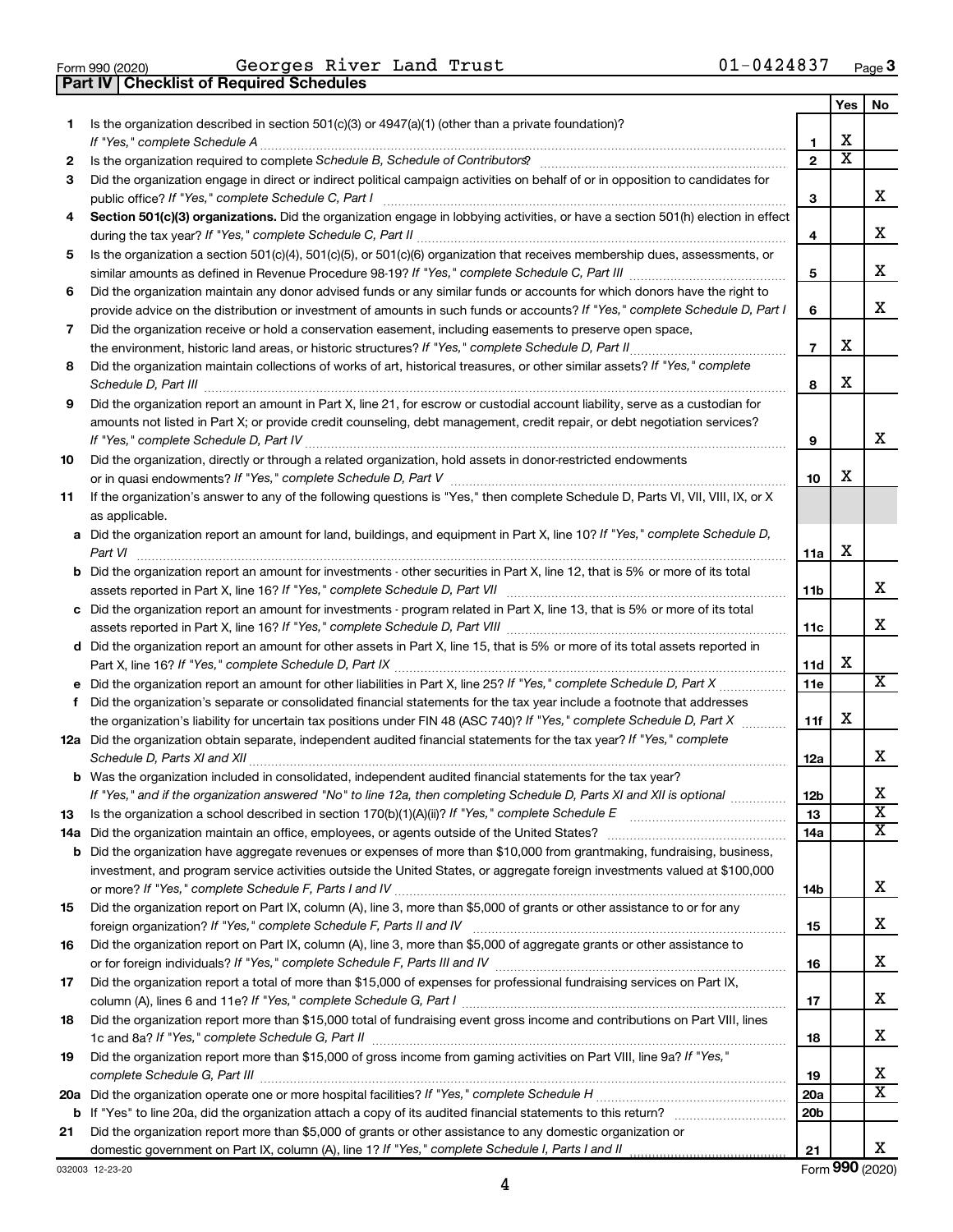Form 990 (2020) Georges River Land Trust 01-0424837 Page 3

## Part IV | Checklist of Required Schedules

| | | | Yes | No |
|---|---|---|---|---|
| 1 | Is the organization described in section 501(c)(3) or 4947(a)(1) (other than a private foundation)? *If "Yes," complete Schedule A* | 1 | X | |
| 2 | Is the organization required to complete *Schedule B, Schedule of Contributors*? | 2 | X | |
| 3 | Did the organization engage in direct or indirect political campaign activities on behalf of or in opposition to candidates for public office? *If "Yes," complete Schedule C, Part I* | 3 | | X |
| 4 | **Section 501(c)(3) organizations.** Did the organization engage in lobbying activities, or have a section 501(h) election in effect during the tax year? *If "Yes," complete Schedule C, Part II* | 4 | | X |
| 5 | Is the organization a section 501(c)(4), 501(c)(5), or 501(c)(6) organization that receives membership dues, assessments, or similar amounts as defined in Revenue Procedure 98-19? *If "Yes," complete Schedule C, Part III* | 5 | | X |
| 6 | Did the organization maintain any donor advised funds or any similar funds or accounts for which donors have the right to provide advice on the distribution or investment of amounts in such funds or accounts? *If "Yes," complete Schedule D, Part I* | 6 | | X |
| 7 | Did the organization receive or hold a conservation easement, including easements to preserve open space, the environment, historic land areas, or historic structures? *If "Yes," complete Schedule D, Part II* | 7 | X | |
| 8 | Did the organization maintain collections of works of art, historical treasures, or other similar assets? *If "Yes," complete Schedule D, Part III* | 8 | X | |
| 9 | Did the organization report an amount in Part X, line 21, for escrow or custodial account liability, serve as a custodian for amounts not listed in Part X; or provide credit counseling, debt management, credit repair, or debt negotiation services? *If "Yes," complete Schedule D, Part IV* | 9 | | X |
| 10 | Did the organization, directly or through a related organization, hold assets in donor-restricted endowments or in quasi endowments? *If "Yes," complete Schedule D, Part V* | 10 | X | |
| 11 | If the organization's answer to any of the following questions is "Yes," then complete Schedule D, Parts VI, VII, VIII, IX, or X as applicable. | | | |
| a | Did the organization report an amount for land, buildings, and equipment in Part X, line 10? *If "Yes," complete Schedule D, Part VI* | 11a | X | |
| b | Did the organization report an amount for investments - other securities in Part X, line 12, that is 5% or more of its total assets reported in Part X, line 16? *If "Yes," complete Schedule D, Part VII* | 11b | | X |
| c | Did the organization report an amount for investments - program related in Part X, line 13, that is 5% or more of its total assets reported in Part X, line 16? *If "Yes," complete Schedule D, Part VIII* | 11c | | X |
| d | Did the organization report an amount for other assets in Part X, line 15, that is 5% or more of its total assets reported in Part X, line 16? *If "Yes," complete Schedule D, Part IX* | 11d | X | |
| e | Did the organization report an amount for other liabilities in Part X, line 25? *If "Yes," complete Schedule D, Part X* | 11e | | X |
| f | Did the organization's separate or consolidated financial statements for the tax year include a footnote that addresses the organization's liability for uncertain tax positions under FIN 48 (ASC 740)? *If "Yes," complete Schedule D, Part X* | 11f | X | |
| 12a | Did the organization obtain separate, independent audited financial statements for the tax year? *If "Yes," complete Schedule D, Parts XI and XII* | 12a | | X |
| b | Was the organization included in consolidated, independent audited financial statements for the tax year? *If "Yes," and if the organization answered "No" to line 12a, then completing Schedule D, Parts XI and XII is optional* | 12b | | X |
| 13 | Is the organization a school described in section 170(b)(1)(A)(ii)? *If "Yes," complete Schedule E* | 13 | | X |
| 14a | Did the organization maintain an office, employees, or agents outside of the United States? | 14a | | X |
| b | Did the organization have aggregate revenues or expenses of more than $10,000 from grantmaking, fundraising, business, investment, and program service activities outside the United States, or aggregate foreign investments valued at $100,000 or more? *If "Yes," complete Schedule F, Parts I and IV* | 14b | | X |
| 15 | Did the organization report on Part IX, column (A), line 3, more than $5,000 of grants or other assistance to or for any foreign organization? *If "Yes," complete Schedule F, Parts II and IV* | 15 | | X |
| 16 | Did the organization report on Part IX, column (A), line 3, more than $5,000 of aggregate grants or other assistance to or for foreign individuals? *If "Yes," complete Schedule F, Parts III and IV* | 16 | | X |
| 17 | Did the organization report a total of more than $15,000 of expenses for professional fundraising services on Part IX, column (A), lines 6 and 11e? *If "Yes," complete Schedule G, Part I* | 17 | | X |
| 18 | Did the organization report more than $15,000 total of fundraising event gross income and contributions on Part VIII, lines 1c and 8a? *If "Yes," complete Schedule G, Part II* | 18 | | X |
| 19 | Did the organization report more than $15,000 of gross income from gaming activities on Part VIII, line 9a? *If "Yes," complete Schedule G, Part III* | 19 | | X |
| 20a | Did the organization operate one or more hospital facilities? *If "Yes," complete Schedule H* | 20a | | X |
| b | If "Yes" to line 20a, did the organization attach a copy of its audited financial statements to this return? | 20b | | |
| 21 | Did the organization report more than $5,000 of grants or other assistance to any domestic organization or domestic government on Part IX, column (A), line 1? *If "Yes," complete Schedule I, Parts I and II* | 21 | | X |

032003 12-23-20 Form **990** (2020)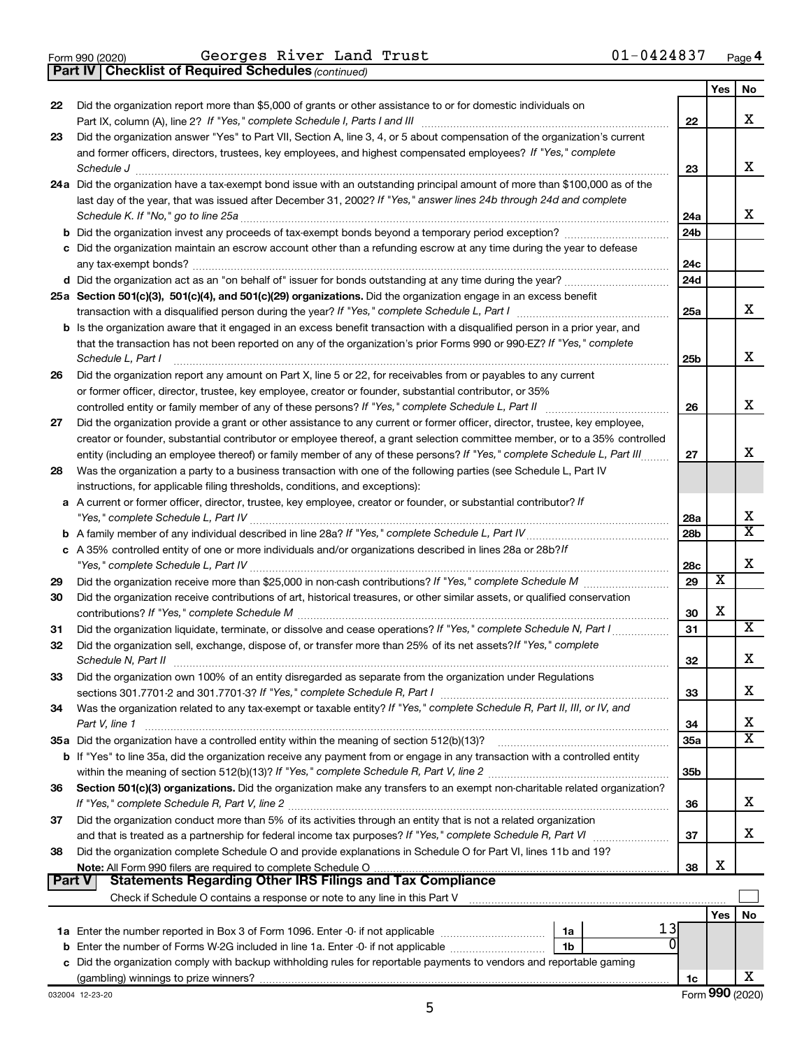Form 990 (2020) Georges River Land Trust 01-0424837 Page 4

**Part IV | Checklist of Required Schedules** *(continued)*

| | | | Yes | No |
|---|---|---|---|---|
| 22 | Did the organization report more than $5,000 of grants or other assistance to or for domestic individuals on Part IX, column (A), line 2? *If "Yes," complete Schedule I, Parts I and III* | 22 | | X |
| 23 | Did the organization answer "Yes" to Part VII, Section A, line 3, 4, or 5 about compensation of the organization's current and former officers, directors, trustees, key employees, and highest compensated employees? *If "Yes," complete Schedule J* | 23 | | X |
| 24a | Did the organization have a tax-exempt bond issue with an outstanding principal amount of more than $100,000 as of the last day of the year, that was issued after December 31, 2002? *If "Yes," answer lines 24b through 24d and complete Schedule K. If "No," go to line 25a* | 24a | | X |
| b | Did the organization invest any proceeds of tax-exempt bonds beyond a temporary period exception? | 24b | | |
| c | Did the organization maintain an escrow account other than a refunding escrow at any time during the year to defease any tax-exempt bonds? | 24c | | |
| d | Did the organization act as an "on behalf of" issuer for bonds outstanding at any time during the year? | 24d | | |
| 25a | **Section 501(c)(3), 501(c)(4), and 501(c)(29) organizations.** Did the organization engage in an excess benefit transaction with a disqualified person during the year? *If "Yes," complete Schedule L, Part I* | 25a | | X |
| b | Is the organization aware that it engaged in an excess benefit transaction with a disqualified person in a prior year, and that the transaction has not been reported on any of the organization's prior Forms 990 or 990-EZ? *If "Yes," complete Schedule L, Part I* | 25b | | X |
| 26 | Did the organization report any amount on Part X, line 5 or 22, for receivables from or payables to any current or former officer, director, trustee, key employee, creator or founder, substantial contributor, or 35% controlled entity or family member of any of these persons? *If "Yes," complete Schedule L, Part II* | 26 | | X |
| 27 | Did the organization provide a grant or other assistance to any current or former officer, director, trustee, key employee, creator or founder, substantial contributor or employee thereof, a grant selection committee member, or to a 35% controlled entity (including an employee thereof) or family member of any of these persons? *If "Yes," complete Schedule L, Part III* | 27 | | X |
| 28 | Was the organization a party to a business transaction with one of the following parties (see Schedule L, Part IV instructions, for applicable filing thresholds, conditions, and exceptions): | | | |
| a | A current or former officer, director, trustee, key employee, creator or founder, or substantial contributor? *If "Yes," complete Schedule L, Part IV* | 28a | | X |
| b | A family member of any individual described in line 28a? *If "Yes," complete Schedule L, Part IV* | 28b | | X |
| c | A 35% controlled entity of one or more individuals and/or organizations described in lines 28a or 28b? *If "Yes," complete Schedule L, Part IV* | 28c | | X |
| 29 | Did the organization receive more than $25,000 in non-cash contributions? *If "Yes," complete Schedule M* | 29 | X | |
| 30 | Did the organization receive contributions of art, historical treasures, or other similar assets, or qualified conservation contributions? *If "Yes," complete Schedule M* | 30 | X | |
| 31 | Did the organization liquidate, terminate, or dissolve and cease operations? *If "Yes," complete Schedule N, Part I* | 31 | | X |
| 32 | Did the organization sell, exchange, dispose of, or transfer more than 25% of its net assets? *If "Yes," complete Schedule N, Part II* | 32 | | X |
| 33 | Did the organization own 100% of an entity disregarded as separate from the organization under Regulations sections 301.7701-2 and 301.7701-3? *If "Yes," complete Schedule R, Part I* | 33 | | X |
| 34 | Was the organization related to any tax-exempt or taxable entity? *If "Yes," complete Schedule R, Part II, III, or IV, and Part V, line 1* | 34 | | X |
| 35a | Did the organization have a controlled entity within the meaning of section 512(b)(13)? | 35a | | X |
| b | If "Yes" to line 35a, did the organization receive any payment from or engage in any transaction with a controlled entity within the meaning of section 512(b)(13)? *If "Yes," complete Schedule R, Part V, line 2* | 35b | | |
| 36 | **Section 501(c)(3) organizations.** Did the organization make any transfers to an exempt non-charitable related organization? *If "Yes," complete Schedule R, Part V, line 2* | 36 | | X |
| 37 | Did the organization conduct more than 5% of its activities through an entity that is not a related organization and that is treated as a partnership for federal income tax purposes? *If "Yes," complete Schedule R, Part VI* | 37 | | X |
| 38 | Did the organization complete Schedule O and provide explanations in Schedule O for Part VI, lines 11b and 19? **Note:** All Form 990 filers are required to complete Schedule O | 38 | X | |

**Part V | Statements Regarding Other IRS Filings and Tax Compliance**

Check if Schedule O contains a response or note to any line in this Part V ☐

| | | | | | Yes | No |
|---|---|---|---|---|---|---|
| 1a | Enter the number reported in Box 3 of Form 1096. Enter -0- if not applicable | 1a | 13 | | | |
| b | Enter the number of Forms W-2G included in line 1a. Enter -0- if not applicable | 1b | 0 | | | |
| c | Did the organization comply with backup withholding rules for reportable payments to vendors and reportable gaming (gambling) winnings to prize winners? | | | 1c | | X |

032004 12-23-20 Form **990** (2020)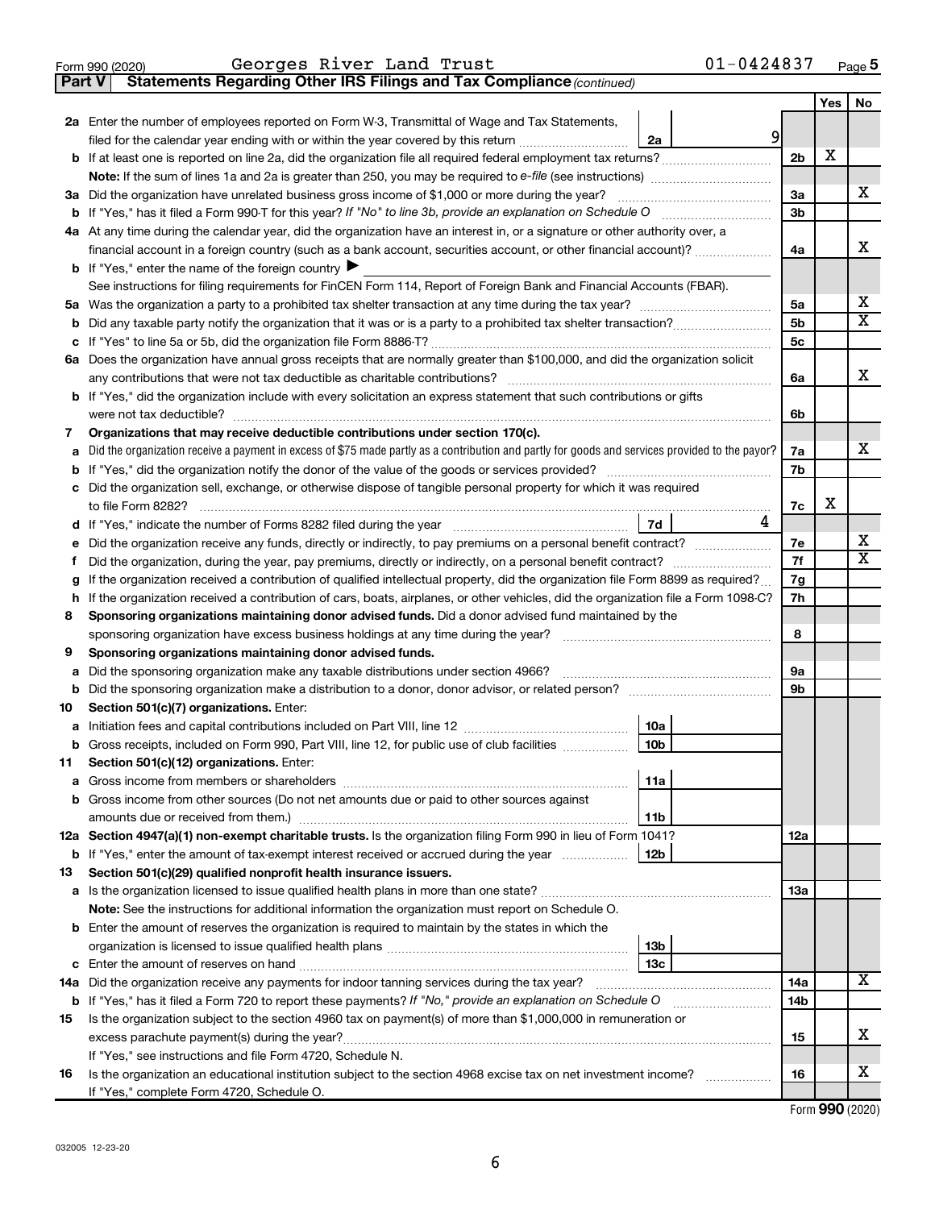Form 990 (2020) Georges River Land Trust 01-0424837 Page 5

**Part V Statements Regarding Other IRS Filings and Tax Compliance** *(continued)*

| | | | | | Yes | No |
|---|---|---|---|---|---|---|
| **2a** | Enter the number of employees reported on Form W-3, Transmittal of Wage and Tax Statements, filed for the calendar year ending with or within the year covered by this return | 2a | 9 | | | |
| **b** | If at least one is reported on line 2a, did the organization file all required federal employment tax returns? | | | 2b | X | |
| | **Note:** If the sum of lines 1a and 2a is greater than 250, you may be required to *e-file* (see instructions) | | | | | |
| **3a** | Did the organization have unrelated business gross income of $1,000 or more during the year? | | | 3a | | X |
| **b** | If "Yes," has it filed a Form 990-T for this year? *If "No" to line 3b, provide an explanation on Schedule O* | | | 3b | | |
| **4a** | At any time during the calendar year, did the organization have an interest in, or a signature or other authority over, a financial account in a foreign country (such as a bank account, securities account, or other financial account)? | | | 4a | | X |
| **b** | If "Yes," enter the name of the foreign country ▶ | | | | | |
| | See instructions for filing requirements for FinCEN Form 114, Report of Foreign Bank and Financial Accounts (FBAR). | | | | | |
| **5a** | Was the organization a party to a prohibited tax shelter transaction at any time during the tax year? | | | 5a | | X |
| **b** | Did any taxable party notify the organization that it was or is a party to a prohibited tax shelter transaction? | | | 5b | | X |
| **c** | If "Yes" to line 5a or 5b, did the organization file Form 8886-T? | | | 5c | | |
| **6a** | Does the organization have annual gross receipts that are normally greater than $100,000, and did the organization solicit any contributions that were not tax deductible as charitable contributions? | | | 6a | | X |
| **b** | If "Yes," did the organization include with every solicitation an express statement that such contributions or gifts were not tax deductible? | | | 6b | | |
| **7** | **Organizations that may receive deductible contributions under section 170(c).** | | | | | |
| **a** | Did the organization receive a payment in excess of $75 made partly as a contribution and partly for goods and services provided to the payor? | | | 7a | | X |
| **b** | If "Yes," did the organization notify the donor of the value of the goods or services provided? | | | 7b | | |
| **c** | Did the organization sell, exchange, or otherwise dispose of tangible personal property for which it was required to file Form 8282? | | | 7c | X | |
| **d** | If "Yes," indicate the number of Forms 8282 filed during the year | 7d | 4 | | | |
| **e** | Did the organization receive any funds, directly or indirectly, to pay premiums on a personal benefit contract? | | | 7e | | X |
| **f** | Did the organization, during the year, pay premiums, directly or indirectly, on a personal benefit contract? | | | 7f | | X |
| **g** | If the organization received a contribution of qualified intellectual property, did the organization file Form 8899 as required? | | | 7g | | |
| **h** | If the organization received a contribution of cars, boats, airplanes, or other vehicles, did the organization file a Form 1098-C? | | | 7h | | |
| **8** | **Sponsoring organizations maintaining donor advised funds.** Did a donor advised fund maintained by the sponsoring organization have excess business holdings at any time during the year? | | | 8 | | |
| **9** | **Sponsoring organizations maintaining donor advised funds.** | | | | | |
| **a** | Did the sponsoring organization make any taxable distributions under section 4966? | | | 9a | | |
| **b** | Did the sponsoring organization make a distribution to a donor, donor advisor, or related person? | | | 9b | | |
| **10** | **Section 501(c)(7) organizations.** Enter: | | | | | |
| **a** | Initiation fees and capital contributions included on Part VIII, line 12 | 10a | | | | |
| **b** | Gross receipts, included on Form 990, Part VIII, line 12, for public use of club facilities | 10b | | | | |
| **11** | **Section 501(c)(12) organizations.** Enter: | | | | | |
| **a** | Gross income from members or shareholders | 11a | | | | |
| **b** | Gross income from other sources (Do not net amounts due or paid to other sources against amounts due or received from them.) | 11b | | | | |
| **12a** | **Section 4947(a)(1) non-exempt charitable trusts.** Is the organization filing Form 990 in lieu of Form 1041? | | | 12a | | |
| **b** | If "Yes," enter the amount of tax-exempt interest received or accrued during the year | 12b | | | | |
| **13** | **Section 501(c)(29) qualified nonprofit health insurance issuers.** | | | | | |
| **a** | Is the organization licensed to issue qualified health plans in more than one state? | | | 13a | | |
| | **Note:** See the instructions for additional information the organization must report on Schedule O. | | | | | |
| **b** | Enter the amount of reserves the organization is required to maintain by the states in which the organization is licensed to issue qualified health plans | 13b | | | | |
| **c** | Enter the amount of reserves on hand | 13c | | | | |
| **14a** | Did the organization receive any payments for indoor tanning services during the tax year? | | | 14a | | X |
| **b** | If "Yes," has it filed a Form 720 to report these payments? *If "No," provide an explanation on Schedule O* | | | 14b | | |
| **15** | Is the organization subject to the section 4960 tax on payment(s) of more than $1,000,000 in remuneration or excess parachute payment(s) during the year? | | | 15 | | X |
| | If "Yes," see instructions and file Form 4720, Schedule N. | | | | | |
| **16** | Is the organization an educational institution subject to the section 4968 excise tax on net investment income? | | | 16 | | X |
| | If "Yes," complete Form 4720, Schedule O. | | | | | |

Form **990** (2020)

032005 12-23-20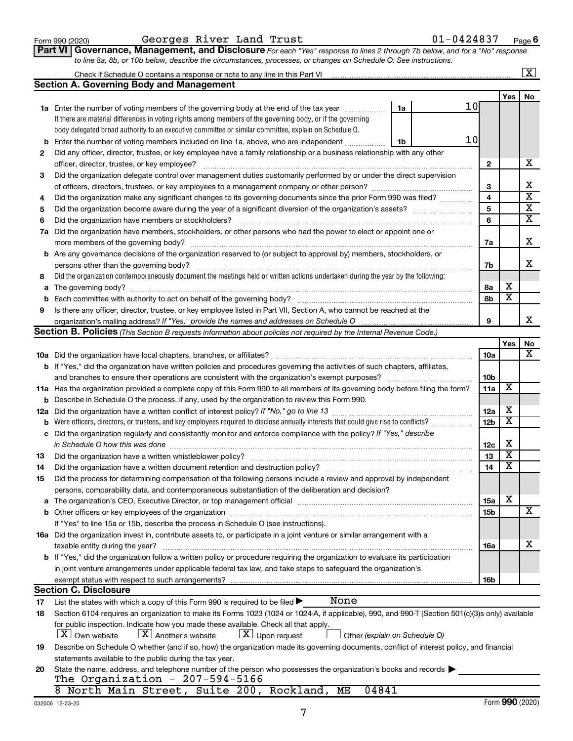Form 990 (2020) Georges River Land Trust 01-0424837 Page 6

**Part VI Governance, Management, and Disclosure** *For each "Yes" response to lines 2 through 7b below, and for a "No" response to line 8a, 8b, or 10b below, describe the circumstances, processes, or changes on Schedule O. See instructions.*

Check if Schedule O contains a response or note to any line in this Part VI .......... [X]

## Section A. Governing Body and Management

| | | | Yes | No |
|---|---|---|---|---|
| **1a** | Enter the number of voting members of the governing body at the end of the tax year ..... **1a** 10 <br> If there are material differences in voting rights among members of the governing body, or if the governing body delegated broad authority to an executive committee or similar committee, explain on Schedule O. | | | |
| **b** | Enter the number of voting members included on line 1a, above, who are independent ..... **1b** 10 | | | |
| **2** | Did any officer, director, trustee, or key employee have a family relationship or a business relationship with any other officer, director, trustee, or key employee? | 2 | | X |
| **3** | Did the organization delegate control over management duties customarily performed by or under the direct supervision of officers, directors, trustees, or key employees to a management company or other person? | 3 | | X |
| **4** | Did the organization make any significant changes to its governing documents since the prior Form 990 was filed? | 4 | | X |
| **5** | Did the organization become aware during the year of a significant diversion of the organization's assets? | 5 | | X |
| **6** | Did the organization have members or stockholders? | 6 | | X |
| **7a** | Did the organization have members, stockholders, or other persons who had the power to elect or appoint one or more members of the governing body? | 7a | | X |
| **b** | Are any governance decisions of the organization reserved to (or subject to approval by) members, stockholders, or persons other than the governing body? | 7b | | X |
| **8** | Did the organization contemporaneously document the meetings held or written actions undertaken during the year by the following: | | | |
| **a** | The governing body? | 8a | X | |
| **b** | Each committee with authority to act on behalf of the governing body? | 8b | X | |
| **9** | Is there any officer, director, trustee, or key employee listed in Part VII, Section A, who cannot be reached at the organization's mailing address? *If "Yes," provide the names and addresses on Schedule O* | 9 | | X |

## Section B. Policies *(This Section B requests information about policies not required by the Internal Revenue Code.)*

| | | | Yes | No |
|---|---|---|---|---|
| **10a** | Did the organization have local chapters, branches, or affiliates? | 10a | | X |
| **b** | If "Yes," did the organization have written policies and procedures governing the activities of such chapters, affiliates, and branches to ensure their operations are consistent with the organization's exempt purposes? | 10b | | |
| **11a** | Has the organization provided a complete copy of this Form 990 to all members of its governing body before filing the form? | 11a | X | |
| **b** | Describe in Schedule O the process, if any, used by the organization to review this Form 990. | | | |
| **12a** | Did the organization have a written conflict of interest policy? *If "No," go to line 13* | 12a | X | |
| **b** | Were officers, directors, or trustees, and key employees required to disclose annually interests that could give rise to conflicts? | 12b | X | |
| **c** | Did the organization regularly and consistently monitor and enforce compliance with the policy? *If "Yes," describe in Schedule O how this was done* | 12c | X | |
| **13** | Did the organization have a written whistleblower policy? | 13 | X | |
| **14** | Did the organization have a written document retention and destruction policy? | 14 | X | |
| **15** | Did the process for determining compensation of the following persons include a review and approval by independent persons, comparability data, and contemporaneous substantiation of the deliberation and decision? | | | |
| **a** | The organization's CEO, Executive Director, or top management official | 15a | X | |
| **b** | Other officers or key employees of the organization <br> If "Yes" to line 15a or 15b, describe the process in Schedule O (see instructions). | 15b | | X |
| **16a** | Did the organization invest in, contribute assets to, or participate in a joint venture or similar arrangement with a taxable entity during the year? | 16a | | X |
| **b** | If "Yes," did the organization follow a written policy or procedure requiring the organization to evaluate its participation in joint venture arrangements under applicable federal tax law, and take steps to safeguard the organization's exempt status with respect to such arrangements? | 16b | | |

## Section C. Disclosure

**17** List the states with which a copy of this Form 990 is required to be filed ▶ None

**18** Section 6104 requires an organization to make its Forms 1023 (1024 or 1024-A, if applicable), 990, and 990-T (Section 501(c)(3)s only) available for public inspection. Indicate how you made these available. Check all that apply.

[X] Own website [X] Another's website [X] Upon request [ ] Other *(explain on Schedule O)*

**19** Describe on Schedule O whether (and if so, how) the organization made its governing documents, conflict of interest policy, and financial statements available to the public during the tax year.

**20** State the name, address, and telephone number of the person who possesses the organization's books and records ▶

The Organization - 207-594-5166
8 North Main Street, Suite 200, Rockland, ME 04841

032006 12-23-20 Form **990** (2020)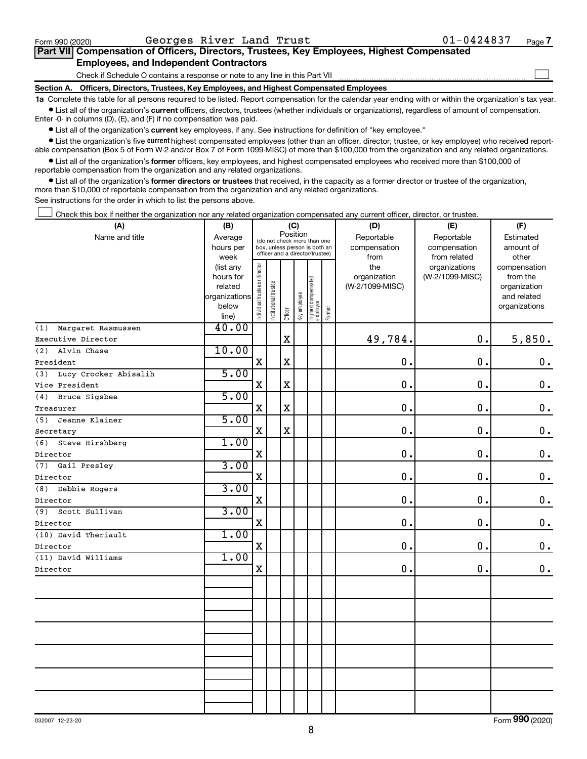Form 990 (2020) Georges River Land Trust 01-0424837 Page **7**

## Part VII Compensation of Officers, Directors, Trustees, Key Employees, Highest Compensated Employees, and Independent Contractors

Check if Schedule O contains a response or note to any line in this Part VII ☐

### Section A. Officers, Directors, Trustees, Key Employees, and Highest Compensated Employees

**1a** Complete this table for all persons required to be listed. Report compensation for the calendar year ending with or within the organization's tax year.

- List all of the organization's **current** officers, directors, trustees (whether individuals or organizations), regardless of amount of compensation. Enter -0- in columns (D), (E), and (F) if no compensation was paid.
- List all of the organization's **current** key employees, if any. See instructions for definition of "key employee."
- List the organization's five **current** highest compensated employees (other than an officer, director, trustee, or key employee) who received reportable compensation (Box 5 of Form W-2 and/or Box 7 of Form 1099-MISC) of more than $100,000 from the organization and any related organizations.
- List all of the organization's **former** officers, key employees, and highest compensated employees who received more than $100,000 of reportable compensation from the organization and any related organizations.
- List all of the organization's **former directors or trustees** that received, in the capacity as a former director or trustee of the organization, more than $10,000 of reportable compensation from the organization and any related organizations.

See instructions for the order in which to list the persons above.

☐ Check this box if neither the organization nor any related organization compensated any current officer, director, or trustee.

| (A) Name and title | (B) Average hours per week (list any hours for related organizations below line) | (C) Position: Individual trustee or director | Institutional trustee | Officer | Key employee | Highest compensated employee | Former | (D) Reportable compensation from the organization (W-2/1099-MISC) | (E) Reportable compensation from related organizations (W-2/1099-MISC) | (F) Estimated amount of other compensation from the organization and related organizations |
|---|---|---|---|---|---|---|---|---|---|---|
| (1) Margaret Rasmussen<br>Executive Director | 40.00 | | | X | | | | 49,784. | 0. | 5,850. |
| (2) Alvin Chase<br>President | 10.00 | X | | X | | | | 0. | 0. | 0. |
| (3) Lucy Crocker Abisalih<br>Vice President | 5.00 | X | | X | | | | 0. | 0. | 0. |
| (4) Bruce Sigsbee<br>Treasurer | 5.00 | X | | X | | | | 0. | 0. | 0. |
| (5) Jeanne Klainer<br>Secretary | 5.00 | X | | X | | | | 0. | 0. | 0. |
| (6) Steve Hirshberg<br>Director | 1.00 | X | | | | | | 0. | 0. | 0. |
| (7) Gail Presley<br>Director | 3.00 | X | | | | | | 0. | 0. | 0. |
| (8) Debbie Rogers<br>Director | 3.00 | X | | | | | | 0. | 0. | 0. |
| (9) Scott Sullivan<br>Director | 3.00 | X | | | | | | 0. | 0. | 0. |
| (10) David Theriault<br>Director | 1.00 | X | | | | | | 0. | 0. | 0. |
| (11) David Williams<br>Director | 1.00 | X | | | | | | 0. | 0. | 0. |

032007 12-23-20 Form **990** (2020)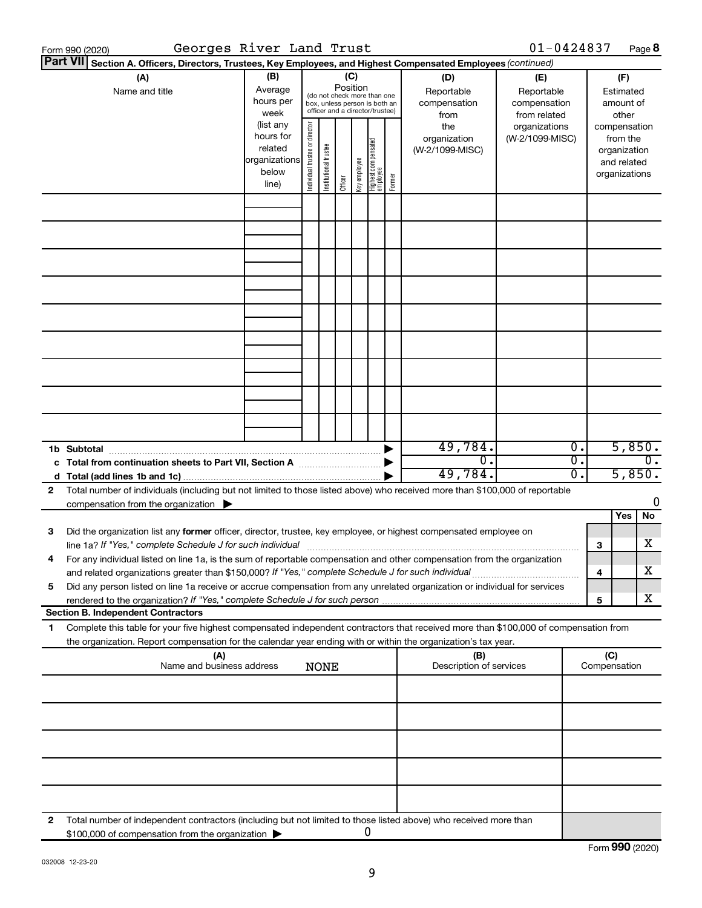Form 990 (2020) Georges River Land Trust 01-0424837 Page **8**

**Part VII** **Section A. Officers, Directors, Trustees, Key Employees, and Highest Compensated Employees** *(continued)*

| (A) Name and title | (B) Average hours per week (list any hours for related organizations below line) | (C) Position: Individual trustee or director | Institutional trustee | Officer | Key employee | Highest compensated employee | Former | (D) Reportable compensation from the organization (W-2/1099-MISC) | (E) Reportable compensation from related organizations (W-2/1099-MISC) | (F) Estimated amount of other compensation from the organization and related organizations |
|---|---|---|---|---|---|---|---|---|---|---|
| | | | | | | | | | | |
| | | | | | | | | | | |
| | | | | | | | | | | |
| | | | | | | | | | | |
| | | | | | | | | | | |
| | | | | | | | | | | |
| | | | | | | | | | | |
| | | | | | | | | | | |
| | | | | | | | | | | |
| **1b Subtotal** | | | | | | | | 49,784. | 0. | 5,850. |
| **c Total from continuation sheets to Part VII, Section A** | | | | | | | | 0. | 0. | 0. |
| **d Total (add lines 1b and 1c)** | | | | | | | | 49,784. | 0. | 5,850. |

**2** Total number of individuals (including but not limited to those listed above) who received more than $100,000 of reportable compensation from the organization ▶ 0

| | | | Yes | No |
|---|---|---|---|---|
| **3** | Did the organization list any **former** officer, director, trustee, key employee, or highest compensated employee on line 1a? *If "Yes," complete Schedule J for such individual* | 3 | | X |
| **4** | For any individual listed on line 1a, is the sum of reportable compensation and other compensation from the organization and related organizations greater than $150,000? *If "Yes," complete Schedule J for such individual* | 4 | | X |
| **5** | Did any person listed on line 1a receive or accrue compensation from any unrelated organization or individual for services rendered to the organization? *If "Yes," complete Schedule J for such person* | 5 | | X |

**Section B. Independent Contractors**

**1** Complete this table for your five highest compensated independent contractors that received more than $100,000 of compensation from the organization. Report compensation for the calendar year ending with or within the organization's tax year.

| (A) Name and business address NONE | (B) Description of services | (C) Compensation |
|---|---|---|
| | | |
| | | |
| | | |
| | | |
| | | |

**2** Total number of independent contractors (including but not limited to those listed above) who received more than $100,000 of compensation from the organization ▶ 0

Form **990** (2020)

032008 12-23-20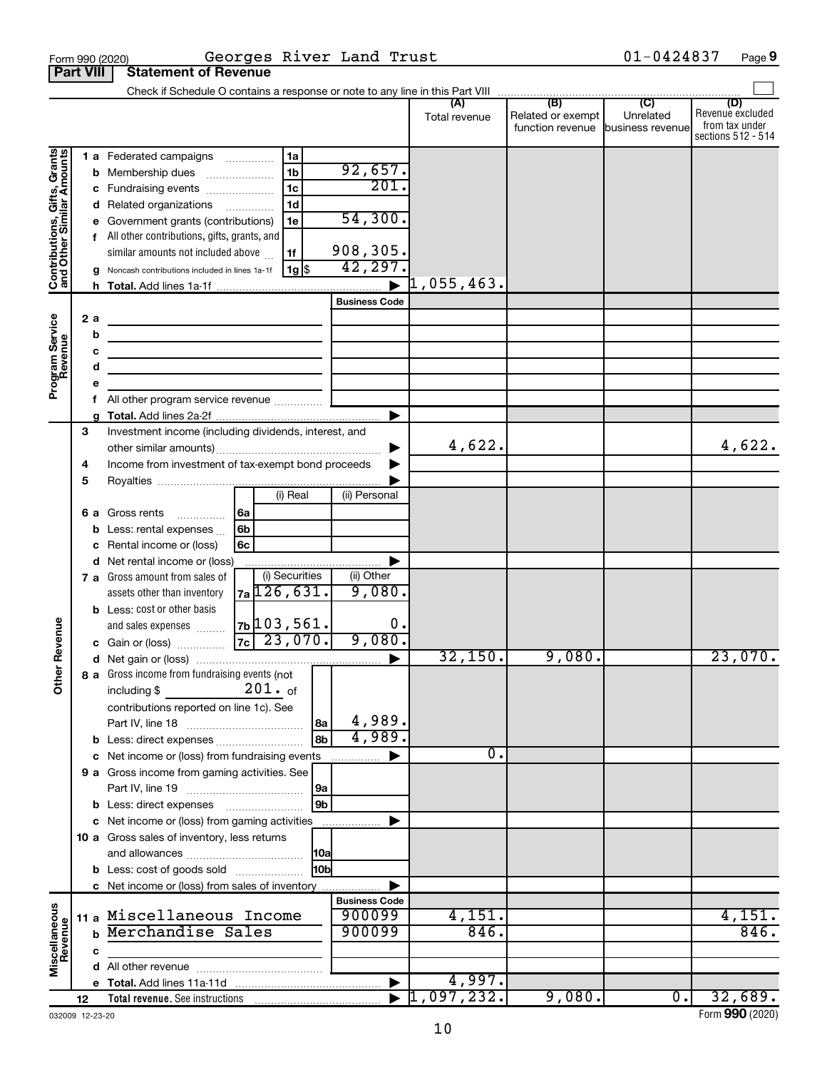Form 990 (2020) Georges River Land Trust 01-0424837 Page 9

## Part VIII Statement of Revenue

Check if Schedule O contains a response or note to any line in this Part VIII

| | | | | (A) Total revenue | (B) Related or exempt function revenue | (C) Unrelated business revenue | (D) Revenue excluded from tax under sections 512 - 514 |
|---|---|---|---|---|---|---|---|
| **Contributions, Gifts, Grants and Other Similar Amounts** | 1 a Federated campaigns | 1a | | | | | |
| | b Membership dues | 1b | 92,657. | | | | |
| | c Fundraising events | 1c | 201. | | | | |
| | d Related organizations | 1d | | | | | |
| | e Government grants (contributions) | 1e | 54,300. | | | | |
| | f All other contributions, gifts, grants, and similar amounts not included above | 1f | 908,305. | | | | |
| | g Noncash contributions included in lines 1a-1f | 1g $ | 42,297. | | | | |
| | h **Total.** Add lines 1a-1f | | | 1,055,463. | | | |
| **Program Service Revenue** | | | Business Code | | | | |
| | 2 a | | | | | | |
| | b | | | | | | |
| | c | | | | | | |
| | d | | | | | | |
| | e | | | | | | |
| | f All other program service revenue | | | | | | |
| | g **Total.** Add lines 2a-2f | | | | | | |
| **Other Revenue** | 3 Investment income (including dividends, interest, and other similar amounts) | | | 4,622. | | | 4,622. |
| | 4 Income from investment of tax-exempt bond proceeds | | | | | | |
| | 5 Royalties | | | | | | |
| | | (i) Real | (ii) Personal | | | | |
| | 6 a Gross rents 6a | | | | | | |
| | b Less: rental expenses 6b | | | | | | |
| | c Rental income or (loss) 6c | | | | | | |
| | d Net rental income or (loss) | | | | | | |
| | | (i) Securities | (ii) Other | | | | |
| | 7 a Gross amount from sales of assets other than inventory 7a | 126,631. | 9,080. | | | | |
| | b Less: cost or other basis and sales expenses 7b | 103,561. | 0. | | | | |
| | c Gain or (loss) 7c | 23,070. | 9,080. | | | | |
| | d Net gain or (loss) | | | 32,150. | 9,080. | | 23,070. |
| | 8 a Gross income from fundraising events (not including $ 201. of contributions reported on line 1c). See Part IV, line 18 | 8a | 4,989. | | | | |
| | b Less: direct expenses | 8b | 4,989. | | | | |
| | c Net income or (loss) from fundraising events | | | 0. | | | |
| | 9 a Gross income from gaming activities. See Part IV, line 19 | 9a | | | | | |
| | b Less: direct expenses | 9b | | | | | |
| | c Net income or (loss) from gaming activities | | | | | | |
| | 10 a Gross sales of inventory, less returns and allowances | 10a | | | | | |
| | b Less: cost of goods sold | 10b | | | | | |
| | c Net income or (loss) from sales of inventory | | | | | | |
| **Miscellaneous Revenue** | | | Business Code | | | | |
| | 11 a Miscellaneous Income | | 900099 | 4,151. | | | 4,151. |
| | b Merchandise Sales | | 900099 | 846. | | | 846. |
| | c | | | | | | |
| | d All other revenue | | | | | | |
| | e **Total.** Add lines 11a-11d | | | 4,997. | | | |
| | 12 **Total revenue.** See instructions | | | 1,097,232. | 9,080. | 0. | 32,689. |

032009 12-23-20

Form **990** (2020)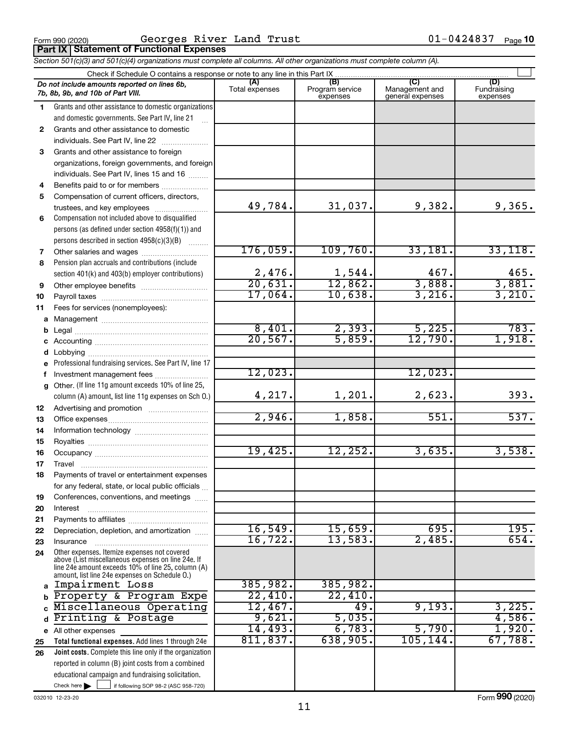Form 990 (2020) Georges River Land Trust 01-0424837 Page **10**

**Part IX Statement of Functional Expenses**

*Section 501(c)(3) and 501(c)(4) organizations must complete all columns. All other organizations must complete column (A).*

Check if Schedule O contains a response or note to any line in this Part IX

| *Do not include amounts reported on lines 6b, 7b, 8b, 9b, and 10b of Part VIII.* | (A) Total expenses | (B) Program service expenses | (C) Management and general expenses | (D) Fundraising expenses |
|---|---|---|---|---|
| **1** Grants and other assistance to domestic organizations and domestic governments. See Part IV, line 21 | | | | |
| **2** Grants and other assistance to domestic individuals. See Part IV, line 22 | | | | |
| **3** Grants and other assistance to foreign organizations, foreign governments, and foreign individuals. See Part IV, lines 15 and 16 | | | | |
| **4** Benefits paid to or for members | | | | |
| **5** Compensation of current officers, directors, trustees, and key employees | 49,784. | 31,037. | 9,382. | 9,365. |
| **6** Compensation not included above to disqualified persons (as defined under section 4958(f)(1)) and persons described in section 4958(c)(3)(B) | | | | |
| **7** Other salaries and wages | 176,059. | 109,760. | 33,181. | 33,118. |
| **8** Pension plan accruals and contributions (include section 401(k) and 403(b) employer contributions) | 2,476. | 1,544. | 467. | 465. |
| **9** Other employee benefits | 20,631. | 12,862. | 3,888. | 3,881. |
| **10** Payroll taxes | 17,064. | 10,638. | 3,216. | 3,210. |
| **11** Fees for services (nonemployees): | | | | |
| **a** Management | | | | |
| **b** Legal | 8,401. | 2,393. | 5,225. | 783. |
| **c** Accounting | 20,567. | 5,859. | 12,790. | 1,918. |
| **d** Lobbying | | | | |
| **e** Professional fundraising services. See Part IV, line 17 | | | | |
| **f** Investment management fees | 12,023. | | 12,023. | |
| **g** Other. (If line 11g amount exceeds 10% of line 25, column (A) amount, list line 11g expenses on Sch O.) | 4,217. | 1,201. | 2,623. | 393. |
| **12** Advertising and promotion | | | | |
| **13** Office expenses | 2,946. | 1,858. | 551. | 537. |
| **14** Information technology | | | | |
| **15** Royalties | | | | |
| **16** Occupancy | 19,425. | 12,252. | 3,635. | 3,538. |
| **17** Travel | | | | |
| **18** Payments of travel or entertainment expenses for any federal, state, or local public officials | | | | |
| **19** Conferences, conventions, and meetings | | | | |
| **20** Interest | | | | |
| **21** Payments to affiliates | | | | |
| **22** Depreciation, depletion, and amortization | 16,549. | 15,659. | 695. | 195. |
| **23** Insurance | 16,722. | 13,583. | 2,485. | 654. |
| **24** Other expenses. Itemize expenses not covered above (List miscellaneous expenses on line 24e. If line 24e amount exceeds 10% of line 25, column (A) amount, list line 24e expenses on Schedule O.) | | | | |
| **a** Impairment Loss | 385,982. | 385,982. | | |
| **b** Property & Program Expe | 22,410. | 22,410. | | |
| **c** Miscellaneous Operating | 12,467. | 49. | 9,193. | 3,225. |
| **d** Printing & Postage | 9,621. | 5,035. | | 4,586. |
| **e** All other expenses | 14,493. | 6,783. | 5,790. | 1,920. |
| **25 Total functional expenses.** Add lines 1 through 24e | 811,837. | 638,905. | 105,144. | 67,788. |
| **26 Joint costs.** Complete this line only if the organization reported in column (B) joint costs from a combined educational campaign and fundraising solicitation. Check here ☐ if following SOP 98-2 (ASC 958-720) | | | | |

032010 12-23-20 Form **990** (2020)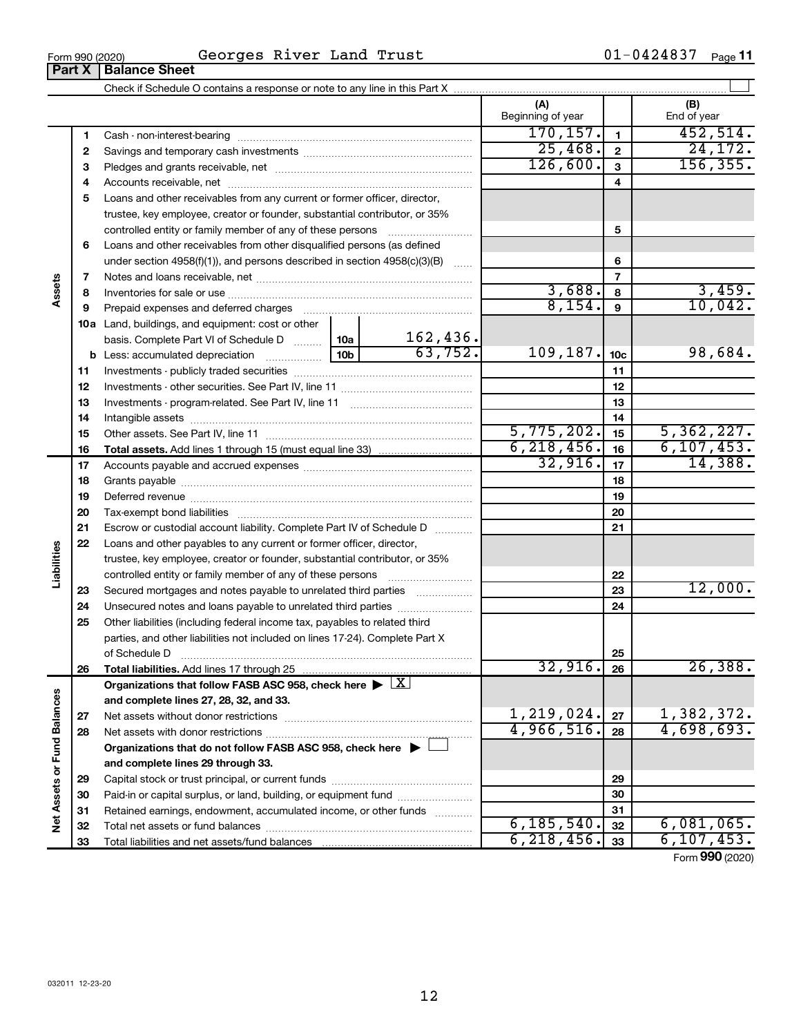Form 990 (2020) Georges River Land Trust 01-0424837 Page **11**

## Part X Balance Sheet

Check if Schedule O contains a response or note to any line in this Part X

| | | | | (A) Beginning of year | | (B) End of year |
|---|---|---|---|---|---|---|
| **Assets** | 1 | Cash - non-interest-bearing | | 170,157. | 1 | 452,514. |
| | 2 | Savings and temporary cash investments | | 25,468. | 2 | 24,172. |
| | 3 | Pledges and grants receivable, net | | 126,600. | 3 | 156,355. |
| | 4 | Accounts receivable, net | | | 4 | |
| | 5 | Loans and other receivables from any current or former officer, director, trustee, key employee, creator or founder, substantial contributor, or 35% controlled entity or family member of any of these persons | | | 5 | |
| | 6 | Loans and other receivables from other disqualified persons (as defined under section 4958(f)(1)), and persons described in section 4958(c)(3)(B) | | | 6 | |
| | 7 | Notes and loans receivable, net | | | 7 | |
| | 8 | Inventories for sale or use | | 3,688. | 8 | 3,459. |
| | 9 | Prepaid expenses and deferred charges | | 8,154. | 9 | 10,042. |
| | 10a | Land, buildings, and equipment: cost or other basis. Complete Part VI of Schedule D | 10a 162,436. | | | |
| | b | Less: accumulated depreciation | 10b 63,752. | 109,187. | 10c | 98,684. |
| | 11 | Investments - publicly traded securities | | | 11 | |
| | 12 | Investments - other securities. See Part IV, line 11 | | | 12 | |
| | 13 | Investments - program-related. See Part IV, line 11 | | | 13 | |
| | 14 | Intangible assets | | | 14 | |
| | 15 | Other assets. See Part IV, line 11 | | 5,775,202. | 15 | 5,362,227. |
| | 16 | **Total assets.** Add lines 1 through 15 (must equal line 33) | | 6,218,456. | 16 | 6,107,453. |
| **Liabilities** | 17 | Accounts payable and accrued expenses | | 32,916. | 17 | 14,388. |
| | 18 | Grants payable | | | 18 | |
| | 19 | Deferred revenue | | | 19 | |
| | 20 | Tax-exempt bond liabilities | | | 20 | |
| | 21 | Escrow or custodial account liability. Complete Part IV of Schedule D | | | 21 | |
| | 22 | Loans and other payables to any current or former officer, director, trustee, key employee, creator or founder, substantial contributor, or 35% controlled entity or family member of any of these persons | | | 22 | |
| | 23 | Secured mortgages and notes payable to unrelated third parties | | | 23 | 12,000. |
| | 24 | Unsecured notes and loans payable to unrelated third parties | | | 24 | |
| | 25 | Other liabilities (including federal income tax, payables to related third parties, and other liabilities not included on lines 17-24). Complete Part X of Schedule D | | | 25 | |
| | 26 | **Total liabilities.** Add lines 17 through 25 | | 32,916. | 26 | 26,388. |
| **Net Assets or Fund Balances** | | **Organizations that follow FASB ASC 958, check here ▶ [X] and complete lines 27, 28, 32, and 33.** | | | | |
| | 27 | Net assets without donor restrictions | | 1,219,024. | 27 | 1,382,372. |
| | 28 | Net assets with donor restrictions | | 4,966,516. | 28 | 4,698,693. |
| | | **Organizations that do not follow FASB ASC 958, check here ▶ [ ] and complete lines 29 through 33.** | | | | |
| | 29 | Capital stock or trust principal, or current funds | | | 29 | |
| | 30 | Paid-in or capital surplus, or land, building, or equipment fund | | | 30 | |
| | 31 | Retained earnings, endowment, accumulated income, or other funds | | | 31 | |
| | 32 | Total net assets or fund balances | | 6,185,540. | 32 | 6,081,065. |
| | 33 | Total liabilities and net assets/fund balances | | 6,218,456. | 33 | 6,107,453. |

Form **990** (2020)

032011 12-23-20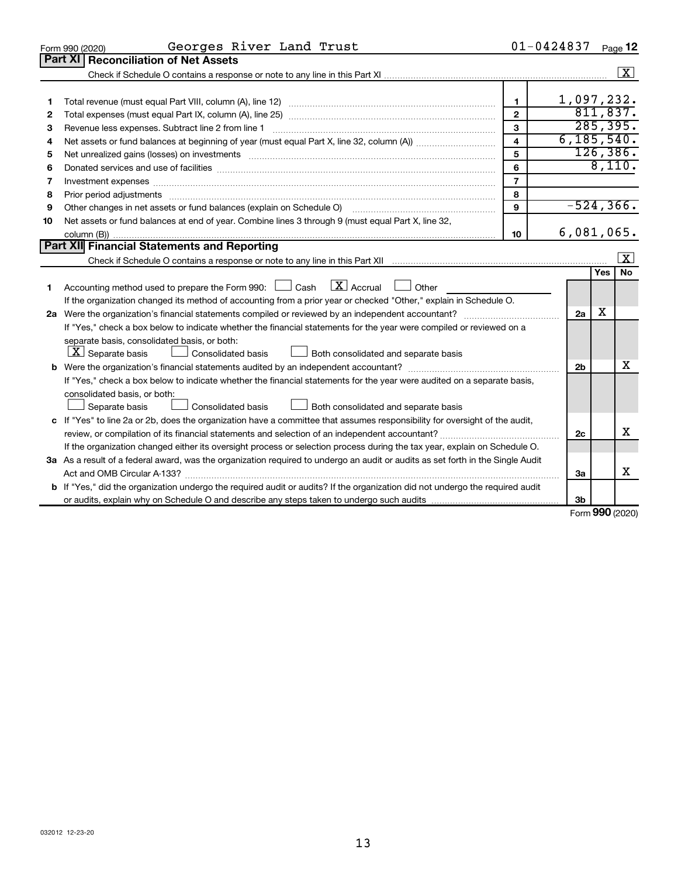Form 990 (2020) Georges River Land Trust 01-0424837 Page **12**

## Part XI Reconciliation of Net Assets

Check if Schedule O contains a response or note to any line in this Part XI ..... [X]

| | | | |
|---|---|---|---|
| 1 | Total revenue (must equal Part VIII, column (A), line 12) | 1 | 1,097,232. |
| 2 | Total expenses (must equal Part IX, column (A), line 25) | 2 | 811,837. |
| 3 | Revenue less expenses. Subtract line 2 from line 1 | 3 | 285,395. |
| 4 | Net assets or fund balances at beginning of year (must equal Part X, line 32, column (A)) | 4 | 6,185,540. |
| 5 | Net unrealized gains (losses) on investments | 5 | 126,386. |
| 6 | Donated services and use of facilities | 6 | 8,110. |
| 7 | Investment expenses | 7 | |
| 8 | Prior period adjustments | 8 | |
| 9 | Other changes in net assets or fund balances (explain on Schedule O) | 9 | -524,366. |
| 10 | Net assets or fund balances at end of year. Combine lines 3 through 9 (must equal Part X, line 32, column (B)) | 10 | 6,081,065. |

## Part XII Financial Statements and Reporting

Check if Schedule O contains a response or note to any line in this Part XII ..... [X]

| | | | Yes | No |
|---|---|---|---|---|
| 1 | Accounting method used to prepare the Form 990: [ ] Cash [X] Accrual [ ] Other<br>If the organization changed its method of accounting from a prior year or checked "Other," explain in Schedule O. | | | |
| 2a | Were the organization's financial statements compiled or reviewed by an independent accountant?<br>If "Yes," check a box below to indicate whether the financial statements for the year were compiled or reviewed on a separate basis, consolidated basis, or both:<br>[X] Separate basis [ ] Consolidated basis [ ] Both consolidated and separate basis | 2a | X | |
| b | Were the organization's financial statements audited by an independent accountant?<br>If "Yes," check a box below to indicate whether the financial statements for the year were audited on a separate basis, consolidated basis, or both:<br>[ ] Separate basis [ ] Consolidated basis [ ] Both consolidated and separate basis | 2b | | X |
| c | If "Yes" to line 2a or 2b, does the organization have a committee that assumes responsibility for oversight of the audit, review, or compilation of its financial statements and selection of an independent accountant?<br>If the organization changed either its oversight process or selection process during the tax year, explain on Schedule O. | 2c | | X |
| 3a | As a result of a federal award, was the organization required to undergo an audit or audits as set forth in the Single Audit Act and OMB Circular A-133? | 3a | | X |
| b | If "Yes," did the organization undergo the required audit or audits? If the organization did not undergo the required audit or audits, explain why on Schedule O and describe any steps taken to undergo such audits | 3b | | |

Form **990** (2020)

032012 12-23-20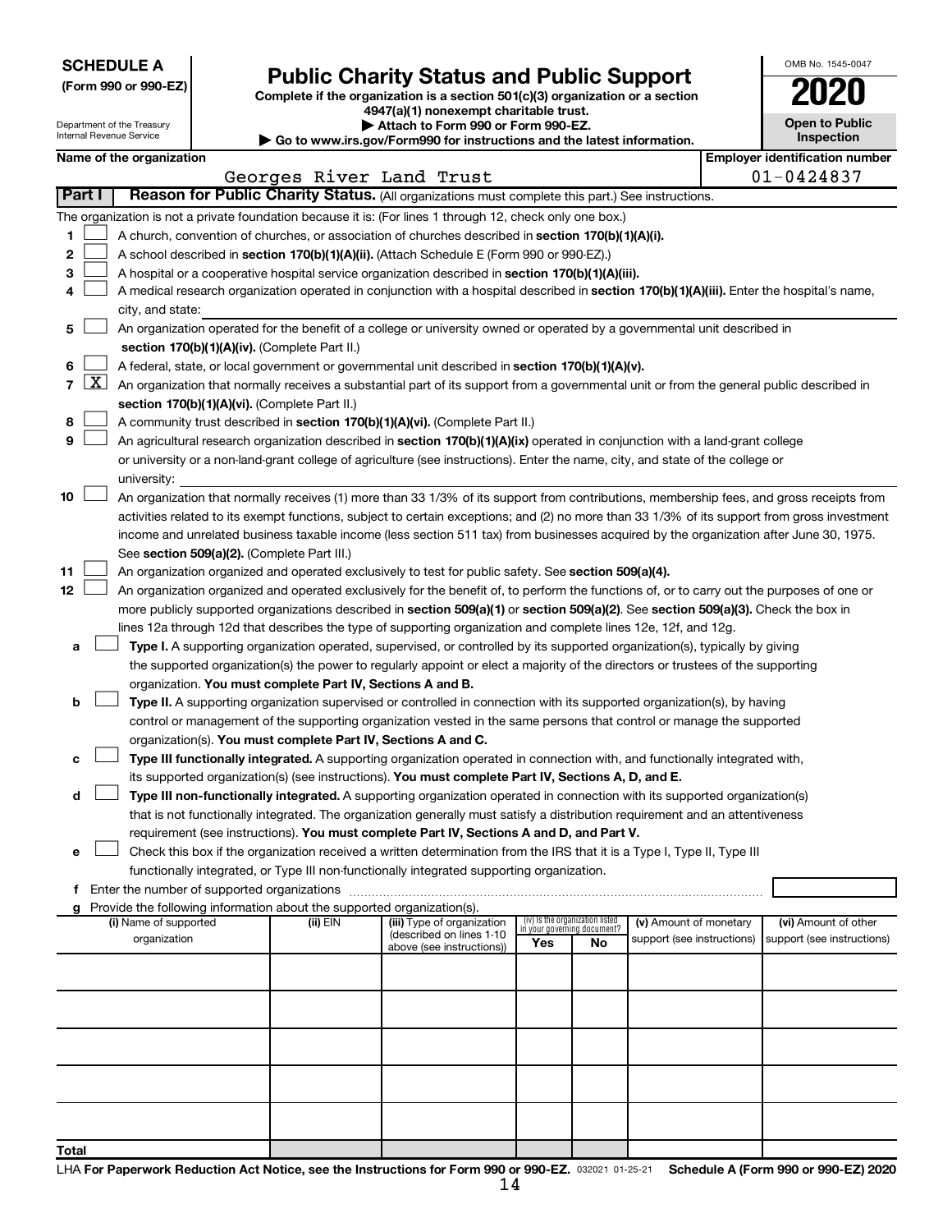**SCHEDULE A**
**(Form 990 or 990-EZ)**

Department of the Treasury
Internal Revenue Service

# Public Charity Status and Public Support

**Complete if the organization is a section 501(c)(3) organization or a section 4947(a)(1) nonexempt charitable trust.**
**▶ Attach to Form 990 or Form 990-EZ.**
**▶ Go to www.irs.gov/Form990 for instructions and the latest information.**

OMB No. 1545-0047

**2020**

**Open to Public Inspection**

**Name of the organization:** Georges River Land Trust
**Employer identification number:** 01-0424837

## Part I Reason for Public Charity Status. (All organizations must complete this part.) See instructions.

The organization is not a private foundation because it is: (For lines 1 through 12, check only one box.)

1. ☐ A church, convention of churches, or association of churches described in **section 170(b)(1)(A)(i).**
2. ☐ A school described in **section 170(b)(1)(A)(ii).** (Attach Schedule E (Form 990 or 990-EZ).)
3. ☐ A hospital or a cooperative hospital service organization described in **section 170(b)(1)(A)(iii).**
4. ☐ A medical research organization operated in conjunction with a hospital described in **section 170(b)(1)(A)(iii).** Enter the hospital's name, city, and state:
5. ☐ An organization operated for the benefit of a college or university owned or operated by a governmental unit described in **section 170(b)(1)(A)(iv).** (Complete Part II.)
6. ☐ A federal, state, or local government or governmental unit described in **section 170(b)(1)(A)(v).**
7. ☒ An organization that normally receives a substantial part of its support from a governmental unit or from the general public described in **section 170(b)(1)(A)(vi).** (Complete Part II.)
8. ☐ A community trust described in **section 170(b)(1)(A)(vi).** (Complete Part II.)
9. ☐ An agricultural research organization described in **section 170(b)(1)(A)(ix)** operated in conjunction with a land-grant college or university or a non-land-grant college of agriculture (see instructions). Enter the name, city, and state of the college or university:
10. ☐ An organization that normally receives (1) more than 33 1/3% of its support from contributions, membership fees, and gross receipts from activities related to its exempt functions, subject to certain exceptions; and (2) no more than 33 1/3% of its support from gross investment income and unrelated business taxable income (less section 511 tax) from businesses acquired by the organization after June 30, 1975. See **section 509(a)(2).** (Complete Part III.)
11. ☐ An organization organized and operated exclusively to test for public safety. See **section 509(a)(4).**
12. ☐ An organization organized and operated exclusively for the benefit of, to perform the functions of, or to carry out the purposes of one or more publicly supported organizations described in **section 509(a)(1)** or **section 509(a)(2).** See **section 509(a)(3).** Check the box in lines 12a through 12d that describes the type of supporting organization and complete lines 12e, 12f, and 12g.
   - **a** ☐ **Type I.** A supporting organization operated, supervised, or controlled by its supported organization(s), typically by giving the supported organization(s) the power to regularly appoint or elect a majority of the directors or trustees of the supporting organization. **You must complete Part IV, Sections A and B.**
   - **b** ☐ **Type II.** A supporting organization supervised or controlled in connection with its supported organization(s), by having control or management of the supporting organization vested in the same persons that control or manage the supported organization(s). **You must complete Part IV, Sections A and C.**
   - **c** ☐ **Type III functionally integrated.** A supporting organization operated in connection with, and functionally integrated with, its supported organization(s) (see instructions). **You must complete Part IV, Sections A, D, and E.**
   - **d** ☐ **Type III non-functionally integrated.** A supporting organization operated in connection with its supported organization(s) that is not functionally integrated. The organization generally must satisfy a distribution requirement and an attentiveness requirement (see instructions). **You must complete Part IV, Sections A and D, and Part V.**
   - **e** ☐ Check this box if the organization received a written determination from the IRS that it is a Type I, Type II, Type III functionally integrated, or Type III non-functionally integrated supporting organization.
   - **f** Enter the number of supported organizations
   - **g** Provide the following information about the supported organization(s).

| (i) Name of supported organization | (ii) EIN | (iii) Type of organization (described on lines 1-10 above (see instructions)) | (iv) Is the organization listed in your governing document? Yes | No | (v) Amount of monetary support (see instructions) | (vi) Amount of other support (see instructions) |
|---|---|---|---|---|---|---|
| | | | | | | |
| | | | | | | |
| | | | | | | |
| | | | | | | |
| | | | | | | |
| **Total** | | | | | | |

LHA **For Paperwork Reduction Act Notice, see the Instructions for Form 990 or 990-EZ.** 032021 01-25-21 **Schedule A (Form 990 or 990-EZ) 2020**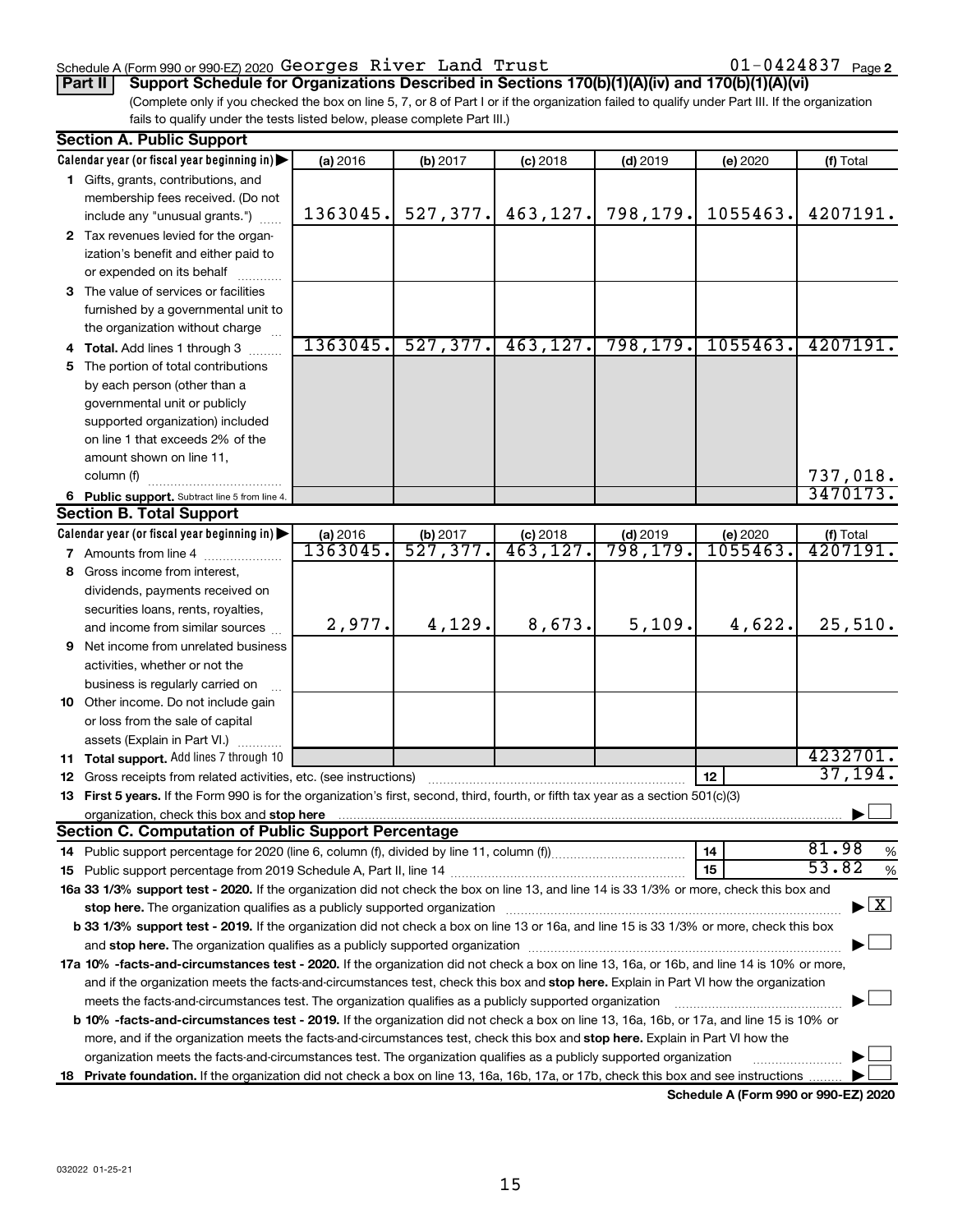Schedule A (Form 990 or 990-EZ) 2020 Georges River Land Trust 01-0424837 Page 2

**Part II** **Support Schedule for Organizations Described in Sections 170(b)(1)(A)(iv) and 170(b)(1)(A)(vi)**

(Complete only if you checked the box on line 5, 7, or 8 of Part I or if the organization failed to qualify under Part III. If the organization fails to qualify under the tests listed below, please complete Part III.)

**Section A. Public Support**

| Calendar year (or fiscal year beginning in) | (a) 2016 | (b) 2017 | (c) 2018 | (d) 2019 | (e) 2020 | (f) Total |
|---|---|---|---|---|---|---|
| 1 Gifts, grants, contributions, and membership fees received. (Do not include any "unusual grants.") | 1363045. | 527,377. | 463,127. | 798,179. | 1055463. | 4207191. |
| 2 Tax revenues levied for the organization's benefit and either paid to or expended on its behalf | | | | | | |
| 3 The value of services or facilities furnished by a governmental unit to the organization without charge | | | | | | |
| 4 **Total.** Add lines 1 through 3 | 1363045. | 527,377. | 463,127. | 798,179. | 1055463. | 4207191. |
| 5 The portion of total contributions by each person (other than a governmental unit or publicly supported organization) included on line 1 that exceeds 2% of the amount shown on line 11, column (f) | | | | | | 737,018. |
| 6 **Public support.** Subtract line 5 from line 4. | | | | | | 3470173. |

**Section B. Total Support**

| Calendar year (or fiscal year beginning in) | (a) 2016 | (b) 2017 | (c) 2018 | (d) 2019 | (e) 2020 | (f) Total |
|---|---|---|---|---|---|---|
| 7 Amounts from line 4 | 1363045. | 527,377. | 463,127. | 798,179. | 1055463. | 4207191. |
| 8 Gross income from interest, dividends, payments received on securities loans, rents, royalties, and income from similar sources | 2,977. | 4,129. | 8,673. | 5,109. | 4,622. | 25,510. |
| 9 Net income from unrelated business activities, whether or not the business is regularly carried on | | | | | | |
| 10 Other income. Do not include gain or loss from the sale of capital assets (Explain in Part VI.) | | | | | | |
| 11 **Total support.** Add lines 7 through 10 | | | | | | 4232701. |

12 Gross receipts from related activities, etc. (see instructions) | 12 | 37,194.

13 **First 5 years.** If the Form 990 is for the organization's first, second, third, fourth, or fifth tax year as a section 501(c)(3) organization, check this box and **stop here** ☐

**Section C. Computation of Public Support Percentage**

14 Public support percentage for 2020 (line 6, column (f), divided by line 11, column (f)) | 14 | 81.98 %

15 Public support percentage from 2019 Schedule A, Part II, line 14 | 15 | 53.82 %

**16a 33 1/3% support test - 2020.** If the organization did not check the box on line 13, and line 14 is 33 1/3% or more, check this box and **stop here.** The organization qualifies as a publicly supported organization ☒

**b 33 1/3% support test - 2019.** If the organization did not check a box on line 13 or 16a, and line 15 is 33 1/3% or more, check this box and **stop here.** The organization qualifies as a publicly supported organization ☐

**17a 10% -facts-and-circumstances test - 2020.** If the organization did not check a box on line 13, 16a, or 16b, and line 14 is 10% or more, and if the organization meets the facts-and-circumstances test, check this box and **stop here.** Explain in Part VI how the organization meets the facts-and-circumstances test. The organization qualifies as a publicly supported organization ☐

**b 10% -facts-and-circumstances test - 2019.** If the organization did not check a box on line 13, 16a, 16b, or 17a, and line 15 is 10% or more, and if the organization meets the facts-and-circumstances test, check this box and **stop here.** Explain in Part VI how the organization meets the facts-and-circumstances test. The organization qualifies as a publicly supported organization ☐

**18 Private foundation.** If the organization did not check a box on line 13, 16a, 16b, 17a, or 17b, check this box and see instructions ☐

**Schedule A (Form 990 or 990-EZ) 2020**

032022 01-25-21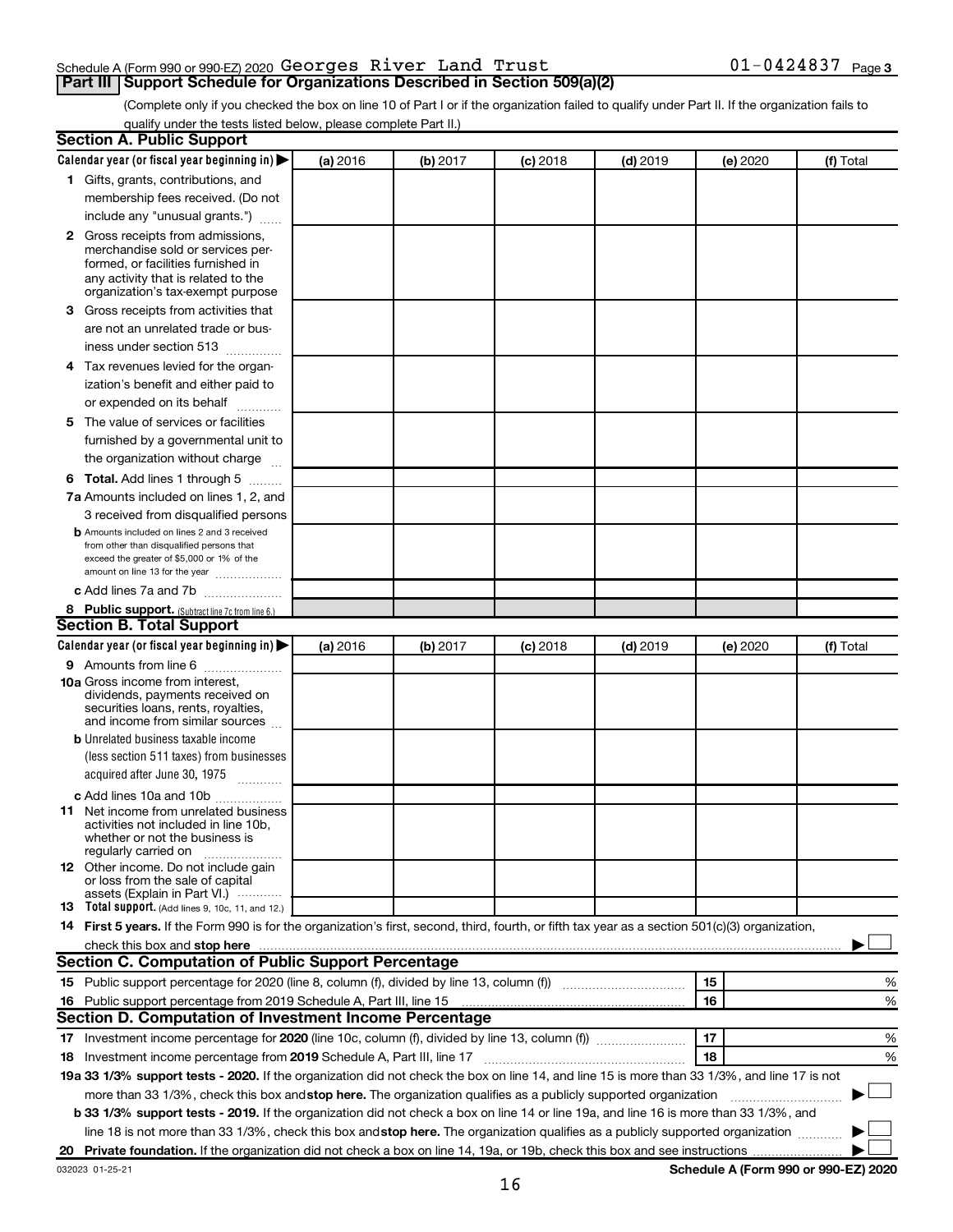Schedule A (Form 990 or 990-EZ) 2020 Georges River Land Trust 01-0424837 Page 3

## Part III Support Schedule for Organizations Described in Section 509(a)(2)

(Complete only if you checked the box on line 10 of Part I or if the organization failed to qualify under Part II. If the organization fails to qualify under the tests listed below, please complete Part II.)

### Section A. Public Support

| Calendar year (or fiscal year beginning in) ▶ | (a) 2016 | (b) 2017 | (c) 2018 | (d) 2019 | (e) 2020 | (f) Total |
|---|---|---|---|---|---|---|
| **1** Gifts, grants, contributions, and membership fees received. (Do not include any "unusual grants.") | | | | | | |
| **2** Gross receipts from admissions, merchandise sold or services performed, or facilities furnished in any activity that is related to the organization's tax-exempt purpose | | | | | | |
| **3** Gross receipts from activities that are not an unrelated trade or business under section 513 | | | | | | |
| **4** Tax revenues levied for the organization's benefit and either paid to or expended on its behalf | | | | | | |
| **5** The value of services or facilities furnished by a governmental unit to the organization without charge | | | | | | |
| **6 Total.** Add lines 1 through 5 | | | | | | |
| **7a** Amounts included on lines 1, 2, and 3 received from disqualified persons | | | | | | |
| **b** Amounts included on lines 2 and 3 received from other than disqualified persons that exceed the greater of $5,000 or 1% of the amount on line 13 for the year | | | | | | |
| **c** Add lines 7a and 7b | | | | | | |
| **8 Public support.** (Subtract line 7c from line 6.) | | | | | | |

### Section B. Total Support

| Calendar year (or fiscal year beginning in) ▶ | (a) 2016 | (b) 2017 | (c) 2018 | (d) 2019 | (e) 2020 | (f) Total |
|---|---|---|---|---|---|---|
| **9** Amounts from line 6 | | | | | | |
| **10a** Gross income from interest, dividends, payments received on securities loans, rents, royalties, and income from similar sources | | | | | | |
| **b** Unrelated business taxable income (less section 511 taxes) from businesses acquired after June 30, 1975 | | | | | | |
| **c** Add lines 10a and 10b | | | | | | |
| **11** Net income from unrelated business activities not included in line 10b, whether or not the business is regularly carried on | | | | | | |
| **12** Other income. Do not include gain or loss from the sale of capital assets (Explain in Part VI.) | | | | | | |
| **13 Total support.** (Add lines 9, 10c, 11, and 12.) | | | | | | |

**14 First 5 years.** If the Form 990 is for the organization's first, second, third, fourth, or fifth tax year as a section 501(c)(3) organization, check this box and **stop here** ▶ ☐

### Section C. Computation of Public Support Percentage

| | | | |
|---|---|---|---|
| **15** Public support percentage for 2020 (line 8, column (f), divided by line 13, column (f)) | 15 | | % |
| **16** Public support percentage from 2019 Schedule A, Part III, line 15 | 16 | | % |

### Section D. Computation of Investment Income Percentage

| | | | |
|---|---|---|---|
| **17** Investment income percentage for **2020** (line 10c, column (f), divided by line 13, column (f)) | 17 | | % |
| **18** Investment income percentage from **2019** Schedule A, Part III, line 17 | 18 | | % |

**19a 33 1/3% support tests - 2020.** If the organization did not check the box on line 14, and line 15 is more than 33 1/3%, and line 17 is not more than 33 1/3%, check this box and **stop here.** The organization qualifies as a publicly supported organization ▶ ☐

**b 33 1/3% support tests - 2019.** If the organization did not check a box on line 14 or line 19a, and line 16 is more than 33 1/3%, and line 18 is not more than 33 1/3%, check this box and **stop here.** The organization qualifies as a publicly supported organization ▶ ☐

**20 Private foundation.** If the organization did not check a box on line 14, 19a, or 19b, check this box and see instructions ▶ ☐

032023 01-25-21 **Schedule A (Form 990 or 990-EZ) 2020**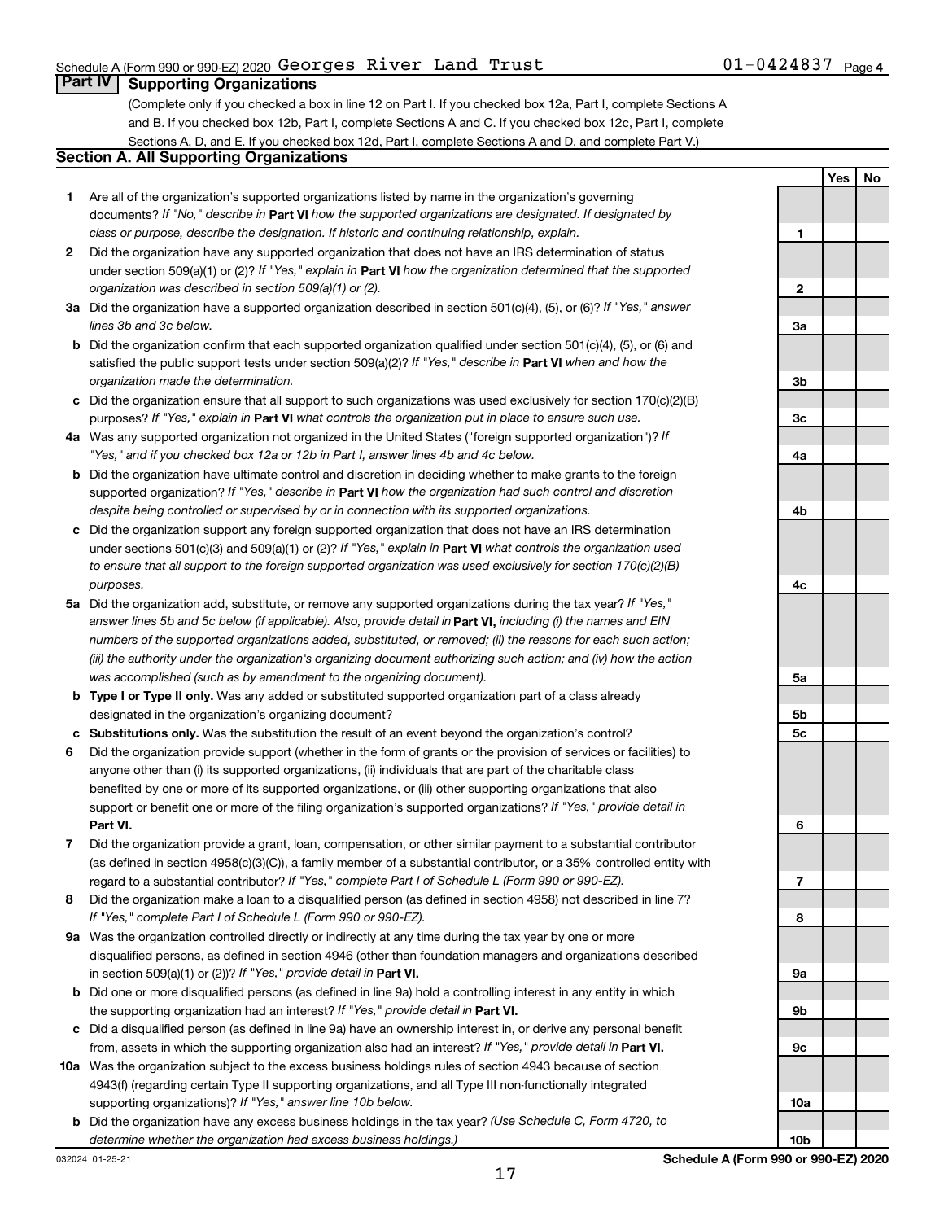Schedule A (Form 990 or 990-EZ) 2020 Georges River Land Trust 01-0424837 Page 4

## Part IV Supporting Organizations

(Complete only if you checked a box in line 12 on Part I. If you checked box 12a, Part I, complete Sections A and B. If you checked box 12b, Part I, complete Sections A and C. If you checked box 12c, Part I, complete Sections A, D, and E. If you checked box 12d, Part I, complete Sections A and D, and complete Part V.)

### Section A. All Supporting Organizations

| | | Line | Yes | No |
|---|---|---|---|---|
| **1** | Are all of the organization's supported organizations listed by name in the organization's governing documents? *If "No," describe in* **Part VI** *how the supported organizations are designated. If designated by class or purpose, describe the designation. If historic and continuing relationship, explain.* | 1 | | |
| **2** | Did the organization have any supported organization that does not have an IRS determination of status under section 509(a)(1) or (2)? *If "Yes," explain in* **Part VI** *how the organization determined that the supported organization was described in section 509(a)(1) or (2).* | 2 | | |
| **3a** | Did the organization have a supported organization described in section 501(c)(4), (5), or (6)? *If "Yes," answer lines 3b and 3c below.* | 3a | | |
| **b** | Did the organization confirm that each supported organization qualified under section 501(c)(4), (5), or (6) and satisfied the public support tests under section 509(a)(2)? *If "Yes," describe in* **Part VI** *when and how the organization made the determination.* | 3b | | |
| **c** | Did the organization ensure that all support to such organizations was used exclusively for section 170(c)(2)(B) purposes? *If "Yes," explain in* **Part VI** *what controls the organization put in place to ensure such use.* | 3c | | |
| **4a** | Was any supported organization not organized in the United States ("foreign supported organization")? *If "Yes," and if you checked box 12a or 12b in Part I, answer lines 4b and 4c below.* | 4a | | |
| **b** | Did the organization have ultimate control and discretion in deciding whether to make grants to the foreign supported organization? *If "Yes," describe in* **Part VI** *how the organization had such control and discretion despite being controlled or supervised by or in connection with its supported organizations.* | 4b | | |
| **c** | Did the organization support any foreign supported organization that does not have an IRS determination under sections 501(c)(3) and 509(a)(1) or (2)? *If "Yes," explain in* **Part VI** *what controls the organization used to ensure that all support to the foreign supported organization was used exclusively for section 170(c)(2)(B) purposes.* | 4c | | |
| **5a** | Did the organization add, substitute, or remove any supported organizations during the tax year? *If "Yes," answer lines 5b and 5c below (if applicable). Also, provide detail in* **Part VI,** *including (i) the names and EIN numbers of the supported organizations added, substituted, or removed; (ii) the reasons for each such action; (iii) the authority under the organization's organizing document authorizing such action; and (iv) how the action was accomplished (such as by amendment to the organizing document).* | 5a | | |
| **b** | **Type I or Type II only.** Was any added or substituted supported organization part of a class already designated in the organization's organizing document? | 5b | | |
| **c** | **Substitutions only.** Was the substitution the result of an event beyond the organization's control? | 5c | | |
| **6** | Did the organization provide support (whether in the form of grants or the provision of services or facilities) to anyone other than (i) its supported organizations, (ii) individuals that are part of the charitable class benefited by one or more of its supported organizations, or (iii) other supporting organizations that also support or benefit one or more of the filing organization's supported organizations? *If "Yes," provide detail in* **Part VI.** | 6 | | |
| **7** | Did the organization provide a grant, loan, compensation, or other similar payment to a substantial contributor (as defined in section 4958(c)(3)(C)), a family member of a substantial contributor, or a 35% controlled entity with regard to a substantial contributor? *If "Yes," complete Part I of Schedule L (Form 990 or 990-EZ).* | 7 | | |
| **8** | Did the organization make a loan to a disqualified person (as defined in section 4958) not described in line 7? *If "Yes," complete Part I of Schedule L (Form 990 or 990-EZ).* | 8 | | |
| **9a** | Was the organization controlled directly or indirectly at any time during the tax year by one or more disqualified persons, as defined in section 4946 (other than foundation managers and organizations described in section 509(a)(1) or (2))? *If "Yes," provide detail in* **Part VI.** | 9a | | |
| **b** | Did one or more disqualified persons (as defined in line 9a) hold a controlling interest in any entity in which the supporting organization had an interest? *If "Yes," provide detail in* **Part VI.** | 9b | | |
| **c** | Did a disqualified person (as defined in line 9a) have an ownership interest in, or derive any personal benefit from, assets in which the supporting organization also had an interest? *If "Yes," provide detail in* **Part VI.** | 9c | | |
| **10a** | Was the organization subject to the excess business holdings rules of section 4943 because of section 4943(f) (regarding certain Type II supporting organizations, and all Type III non-functionally integrated supporting organizations)? *If "Yes," answer line 10b below.* | 10a | | |
| **b** | Did the organization have any excess business holdings in the tax year? *(Use Schedule C, Form 4720, to determine whether the organization had excess business holdings.)* | 10b | | |

032024 01-25-21 **Schedule A (Form 990 or 990-EZ) 2020**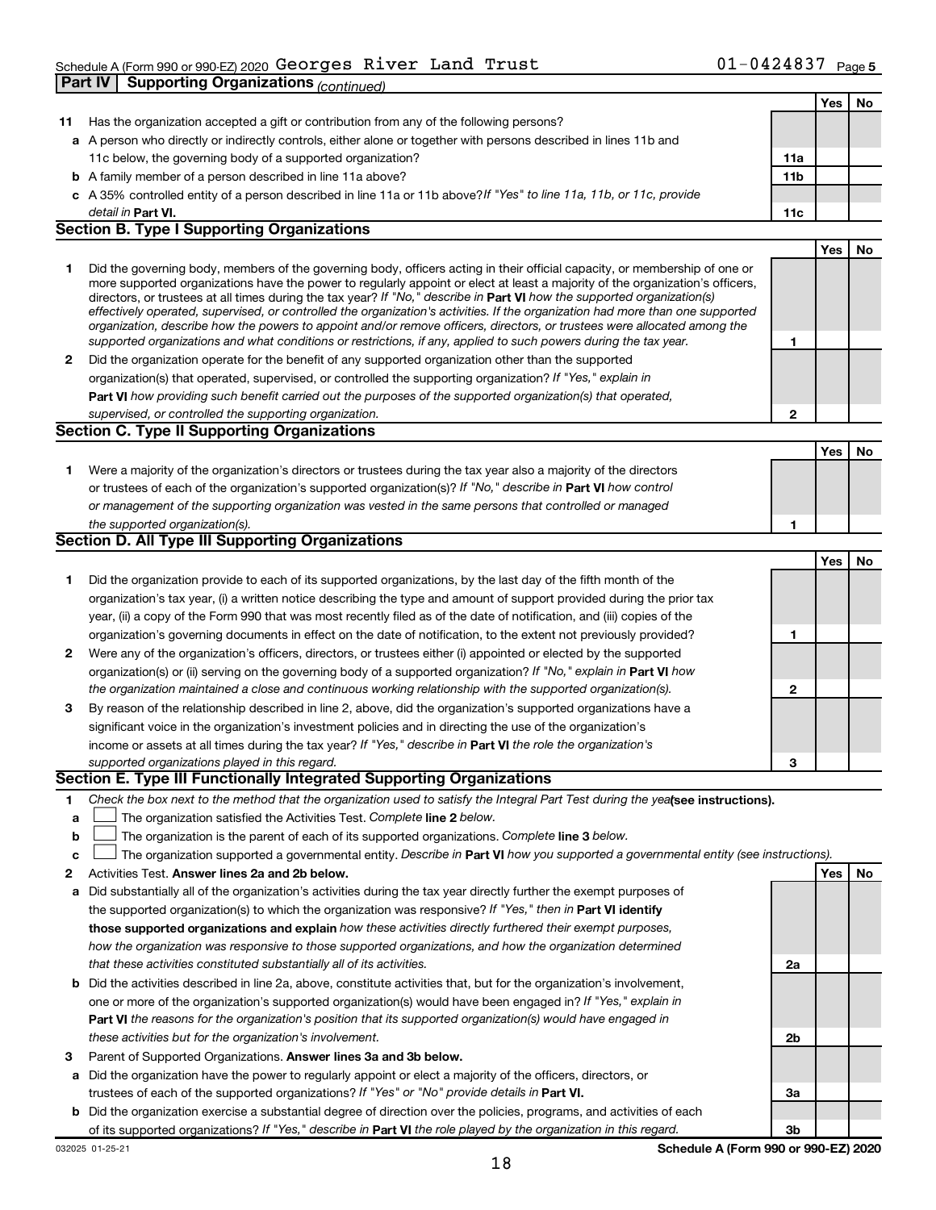Schedule A (Form 990 or 990-EZ) 2020 Georges River Land Trust 01-0424837 Page 5

**Part IV Supporting Organizations** *(continued)*

| | | | Yes | No |
|---|---|---|---|---|
| **11** | Has the organization accepted a gift or contribution from any of the following persons? | | | |
| **a** | A person who directly or indirectly controls, either alone or together with persons described in lines 11b and 11c below, the governing body of a supported organization? | **11a** | | |
| **b** | A family member of a person described in line 11a above? | **11b** | | |
| **c** | A 35% controlled entity of a person described in line 11a or 11b above? *If "Yes" to line 11a, 11b, or 11c, provide detail in* **Part VI.** | **11c** | | |

**Section B. Type I Supporting Organizations**

| | | | Yes | No |
|---|---|---|---|---|
| **1** | Did the governing body, members of the governing body, officers acting in their official capacity, or membership of one or more supported organizations have the power to regularly appoint or elect at least a majority of the organization's officers, directors, or trustees at all times during the tax year? *If "No," describe in* **Part VI** *how the supported organization(s) effectively operated, supervised, or controlled the organization's activities. If the organization had more than one supported organization, describe how the powers to appoint and/or remove officers, directors, or trustees were allocated among the supported organizations and what conditions or restrictions, if any, applied to such powers during the tax year.* | **1** | | |
| **2** | Did the organization operate for the benefit of any supported organization other than the supported organization(s) that operated, supervised, or controlled the supporting organization? *If "Yes," explain in* **Part VI** *how providing such benefit carried out the purposes of the supported organization(s) that operated, supervised, or controlled the supporting organization.* | **2** | | |

**Section C. Type II Supporting Organizations**

| | | | Yes | No |
|---|---|---|---|---|
| **1** | Were a majority of the organization's directors or trustees during the tax year also a majority of the directors or trustees of each of the organization's supported organization(s)? *If "No," describe in* **Part VI** *how control or management of the supporting organization was vested in the same persons that controlled or managed the supported organization(s).* | **1** | | |

**Section D. All Type III Supporting Organizations**

| | | | Yes | No |
|---|---|---|---|---|
| **1** | Did the organization provide to each of its supported organizations, by the last day of the fifth month of the organization's tax year, (i) a written notice describing the type and amount of support provided during the prior tax year, (ii) a copy of the Form 990 that was most recently filed as of the date of notification, and (iii) copies of the organization's governing documents in effect on the date of notification, to the extent not previously provided? | **1** | | |
| **2** | Were any of the organization's officers, directors, or trustees either (i) appointed or elected by the supported organization(s) or (ii) serving on the governing body of a supported organization? *If "No," explain in* **Part VI** *how the organization maintained a close and continuous working relationship with the supported organization(s).* | **2** | | |
| **3** | By reason of the relationship described in line 2, above, did the organization's supported organizations have a significant voice in the organization's investment policies and in directing the use of the organization's income or assets at all times during the tax year? *If "Yes," describe in* **Part VI** *the role the organization's supported organizations played in this regard.* | **3** | | |

**Section E. Type III Functionally Integrated Supporting Organizations**

**1** *Check the box next to the method that the organization used to satisfy the Integral Part Test during the year* **(see instructions).**

- **a** ☐ The organization satisfied the Activities Test. *Complete* **line 2** *below.*
- **b** ☐ The organization is the parent of each of its supported organizations. *Complete* **line 3** *below.*
- **c** ☐ The organization supported a governmental entity. *Describe in* **Part VI** *how you supported a governmental entity (see instructions).*

| | | | Yes | No |
|---|---|---|---|---|
| **2** | Activities Test. **Answer lines 2a and 2b below.** | | | |
| **a** | Did substantially all of the organization's activities during the tax year directly further the exempt purposes of the supported organization(s) to which the organization was responsive? *If "Yes," then in* **Part VI identify those supported organizations and explain** *how these activities directly furthered their exempt purposes, how the organization was responsive to those supported organizations, and how the organization determined that these activities constituted substantially all of its activities.* | **2a** | | |
| **b** | Did the activities described in line 2a, above, constitute activities that, but for the organization's involvement, one or more of the organization's supported organization(s) would have been engaged in? *If "Yes," explain in* **Part VI** *the reasons for the organization's position that its supported organization(s) would have engaged in these activities but for the organization's involvement.* | **2b** | | |
| **3** | Parent of Supported Organizations. **Answer lines 3a and 3b below.** | | | |
| **a** | Did the organization have the power to regularly appoint or elect a majority of the officers, directors, or trustees of each of the supported organizations? *If "Yes" or "No" provide details in* **Part VI.** | **3a** | | |
| **b** | Did the organization exercise a substantial degree of direction over the policies, programs, and activities of each of its supported organizations? *If "Yes," describe in* **Part VI** *the role played by the organization in this regard.* | **3b** | | |

032025 01-25-21 **Schedule A (Form 990 or 990-EZ) 2020**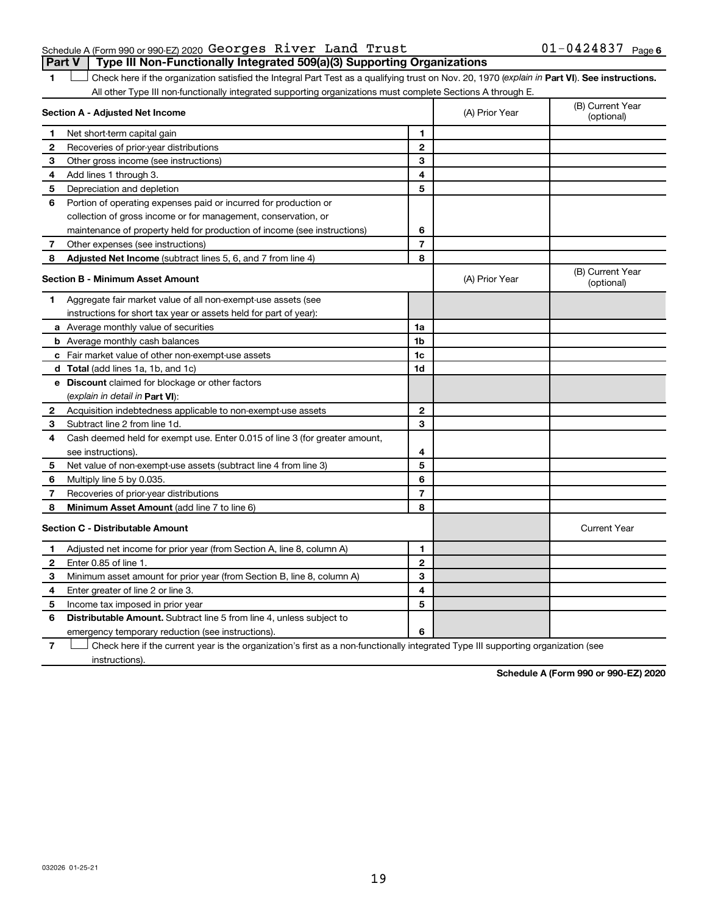Schedule A (Form 990 or 990-EZ) 2020 Georges River Land Trust 01-0424837 Page 6

**Part V | Type III Non-Functionally Integrated 509(a)(3) Supporting Organizations**

1 ☐ Check here if the organization satisfied the Integral Part Test as a qualifying trust on Nov. 20, 1970 (*explain in* **Part VI**). **See instructions.** All other Type III non-functionally integrated supporting organizations must complete Sections A through E.

| **Section A - Adjusted Net Income** | | (A) Prior Year | (B) Current Year (optional) |
|---|---|---|---|
| **1** Net short-term capital gain | 1 | | |
| **2** Recoveries of prior-year distributions | 2 | | |
| **3** Other gross income (see instructions) | 3 | | |
| **4** Add lines 1 through 3. | 4 | | |
| **5** Depreciation and depletion | 5 | | |
| **6** Portion of operating expenses paid or incurred for production or collection of gross income or for management, conservation, or maintenance of property held for production of income (see instructions) | 6 | | |
| **7** Other expenses (see instructions) | 7 | | |
| **8** **Adjusted Net Income** (subtract lines 5, 6, and 7 from line 4) | 8 | | |

| **Section B - Minimum Asset Amount** | | (A) Prior Year | (B) Current Year (optional) |
|---|---|---|---|
| **1** Aggregate fair market value of all non-exempt-use assets (see instructions for short tax year or assets held for part of year): | | | |
| **a** Average monthly value of securities | 1a | | |
| **b** Average monthly cash balances | 1b | | |
| **c** Fair market value of other non-exempt-use assets | 1c | | |
| **d** **Total** (add lines 1a, 1b, and 1c) | 1d | | |
| **e** **Discount** claimed for blockage or other factors (*explain in detail in* **Part VI**): | | | |
| **2** Acquisition indebtedness applicable to non-exempt-use assets | 2 | | |
| **3** Subtract line 2 from line 1d. | 3 | | |
| **4** Cash deemed held for exempt use. Enter 0.015 of line 3 (for greater amount, see instructions). | 4 | | |
| **5** Net value of non-exempt-use assets (subtract line 4 from line 3) | 5 | | |
| **6** Multiply line 5 by 0.035. | 6 | | |
| **7** Recoveries of prior-year distributions | 7 | | |
| **8** **Minimum Asset Amount** (add line 7 to line 6) | 8 | | |

| **Section C - Distributable Amount** | | | Current Year |
|---|---|---|---|
| **1** Adjusted net income for prior year (from Section A, line 8, column A) | 1 | | |
| **2** Enter 0.85 of line 1. | 2 | | |
| **3** Minimum asset amount for prior year (from Section B, line 8, column A) | 3 | | |
| **4** Enter greater of line 2 or line 3. | 4 | | |
| **5** Income tax imposed in prior year | 5 | | |
| **6** **Distributable Amount.** Subtract line 5 from line 4, unless subject to emergency temporary reduction (see instructions). | 6 | | |

7 ☐ Check here if the current year is the organization's first as a non-functionally integrated Type III supporting organization (see instructions).

**Schedule A (Form 990 or 990-EZ) 2020**

032026 01-25-21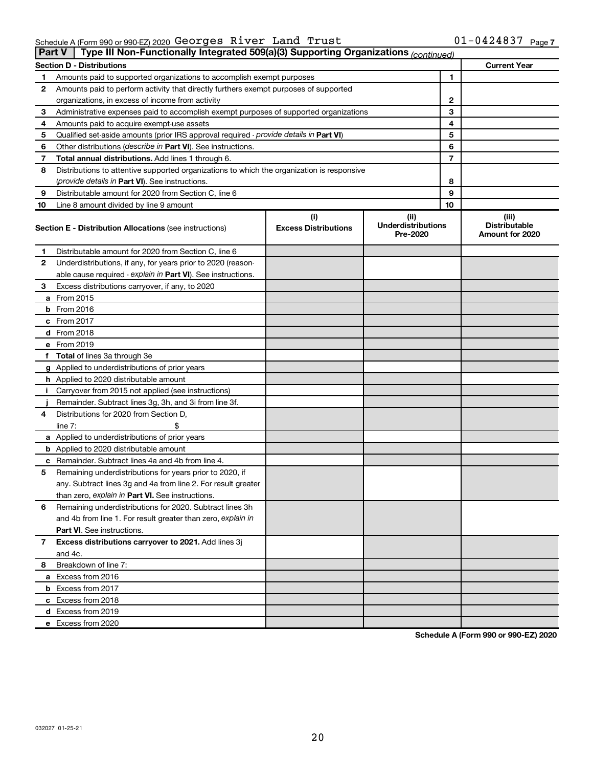Schedule A (Form 990 or 990-EZ) 2020 Georges River Land Trust 01-0424837 Page 7

## Part V Type III Non-Functionally Integrated 509(a)(3) Supporting Organizations *(continued)*

| Section D - Distributions | | | Current Year |
|---|---|---|---|
| 1 | Amounts paid to supported organizations to accomplish exempt purposes | 1 | |
| 2 | Amounts paid to perform activity that directly furthers exempt purposes of supported organizations, in excess of income from activity | 2 | |
| 3 | Administrative expenses paid to accomplish exempt purposes of supported organizations | 3 | |
| 4 | Amounts paid to acquire exempt-use assets | 4 | |
| 5 | Qualified set-aside amounts (prior IRS approval required - *provide details in* **Part VI**) | 5 | |
| 6 | Other distributions (*describe in* **Part VI**). See instructions. | 6 | |
| 7 | **Total annual distributions.** Add lines 1 through 6. | 7 | |
| 8 | Distributions to attentive supported organizations to which the organization is responsive (*provide details in* **Part VI**). See instructions. | 8 | |
| 9 | Distributable amount for 2020 from Section C, line 6 | 9 | |
| 10 | Line 8 amount divided by line 9 amount | 10 | |

| **Section E - Distribution Allocations** (see instructions) | (i) Excess Distributions | (ii) Underdistributions Pre-2020 | (iii) Distributable Amount for 2020 |
|---|---|---|---|
| **1** Distributable amount for 2020 from Section C, line 6 | | | |
| **2** Underdistributions, if any, for years prior to 2020 (reasonable cause required - *explain in* **Part VI**). See instructions. | | | |
| **3** Excess distributions carryover, if any, to 2020 | | | |
| **a** From 2015 | | | |
| **b** From 2016 | | | |
| **c** From 2017 | | | |
| **d** From 2018 | | | |
| **e** From 2019 | | | |
| **f Total** of lines 3a through 3e | | | |
| **g** Applied to underdistributions of prior years | | | |
| **h** Applied to 2020 distributable amount | | | |
| **i** Carryover from 2015 not applied (see instructions) | | | |
| **j** Remainder. Subtract lines 3g, 3h, and 3i from line 3f. | | | |
| **4** Distributions for 2020 from Section D, line 7: $ | | | |
| **a** Applied to underdistributions of prior years | | | |
| **b** Applied to 2020 distributable amount | | | |
| **c** Remainder. Subtract lines 4a and 4b from line 4. | | | |
| **5** Remaining underdistributions for years prior to 2020, if any. Subtract lines 3g and 4a from line 2. For result greater than zero, *explain in* **Part VI.** See instructions. | | | |
| **6** Remaining underdistributions for 2020. Subtract lines 3h and 4b from line 1. For result greater than zero, *explain in* **Part VI**. See instructions. | | | |
| **7 Excess distributions carryover to 2021.** Add lines 3j and 4c. | | | |
| **8** Breakdown of line 7: | | | |
| **a** Excess from 2016 | | | |
| **b** Excess from 2017 | | | |
| **c** Excess from 2018 | | | |
| **d** Excess from 2019 | | | |
| **e** Excess from 2020 | | | |

**Schedule A (Form 990 or 990-EZ) 2020**

032027 01-25-21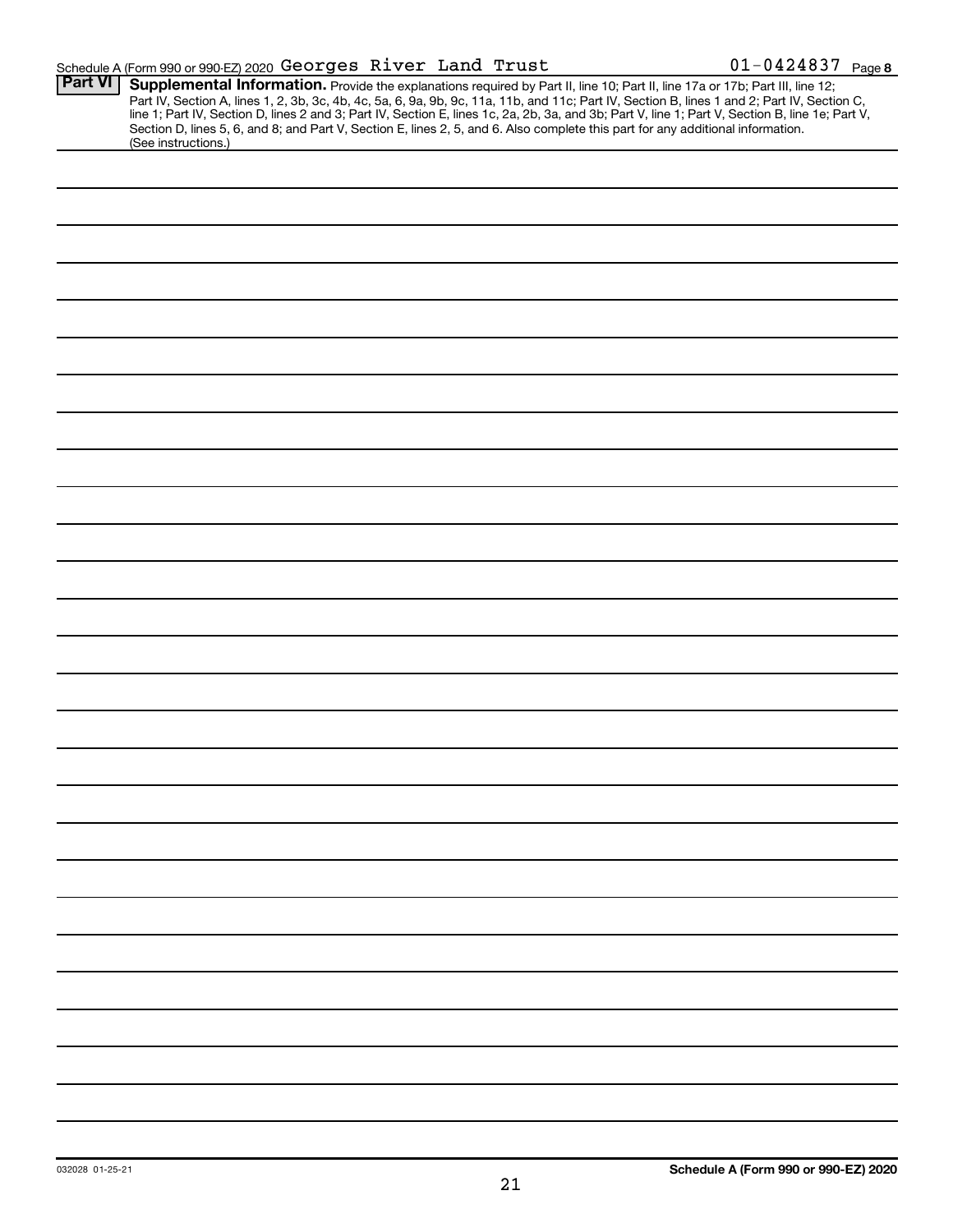Schedule A (Form 990 or 990-EZ) 2020 Georges River Land Trust 01-0424837 Page 8

**Part VI** **Supplemental Information.** Provide the explanations required by Part II, line 10; Part II, line 17a or 17b; Part III, line 12; Part IV, Section A, lines 1, 2, 3b, 3c, 4b, 4c, 5a, 6, 9a, 9b, 9c, 11a, 11b, and 11c; Part IV, Section B, lines 1 and 2; Part IV, Section C, line 1; Part IV, Section D, lines 2 and 3; Part IV, Section E, lines 1c, 2a, 2b, 3a, and 3b; Part V, line 1; Part V, Section B, line 1e; Part V, Section D, lines 5, 6, and 8; and Part V, Section E, lines 2, 5, and 6. Also complete this part for any additional information. (See instructions.)

032028 01-25-21

**Schedule A (Form 990 or 990-EZ) 2020**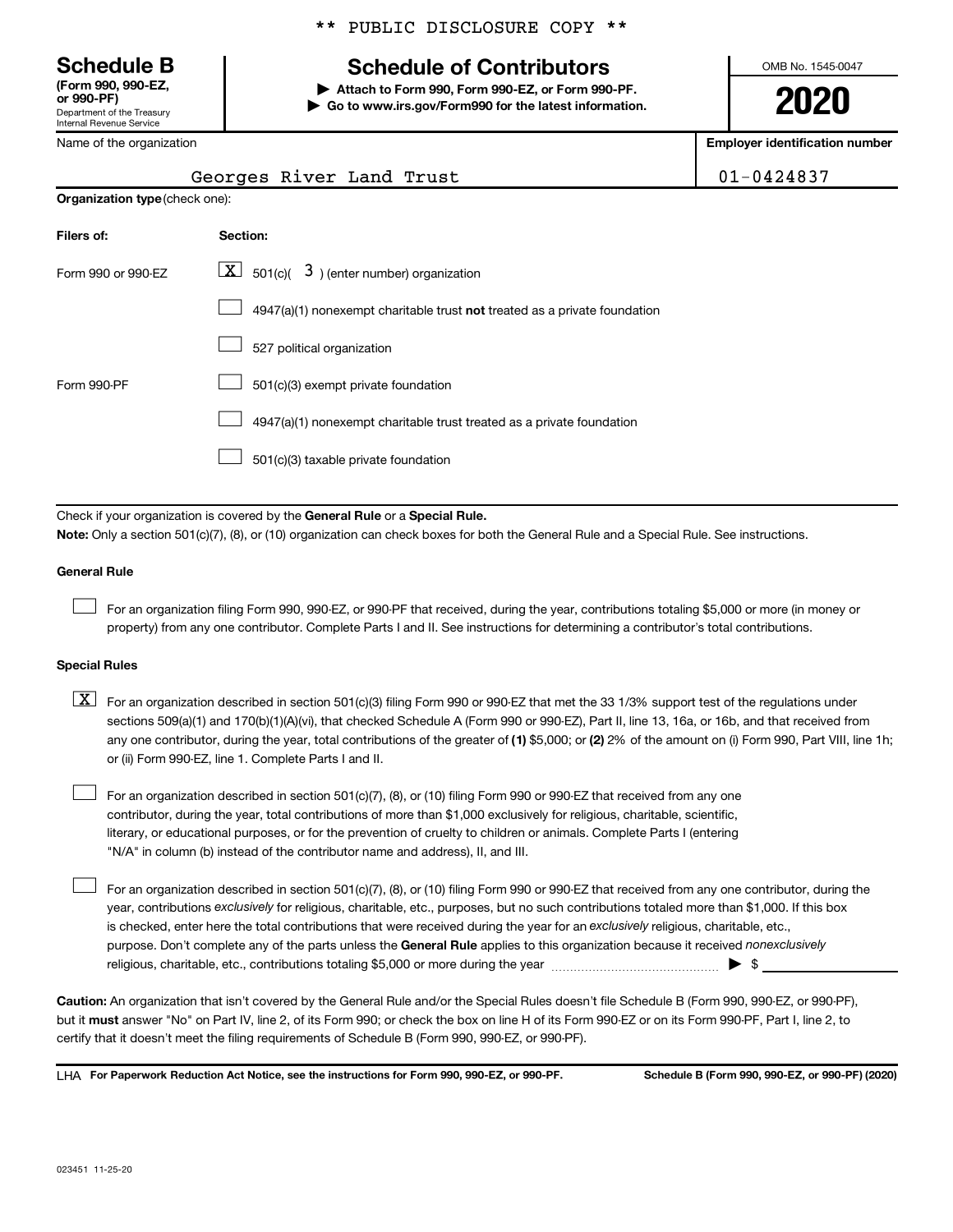** PUBLIC DISCLOSURE COPY **

**Schedule B**
**(Form 990, 990-EZ, or 990-PF)**
Department of the Treasury
Internal Revenue Service

# Schedule of Contributors

▶ **Attach to Form 990, Form 990-EZ, or Form 990-PF.**
▶ **Go to www.irs.gov/Form990 for the latest information.**

OMB No. 1545-0047

**2020**

| Name of the organization | Employer identification number |
|---|---|
| Georges River Land Trust | 01-0424837 |

**Organization type** (check one):

| Filers of: | Section: |
|---|---|
| Form 990 or 990-EZ | [X] 501(c)( 3 ) (enter number) organization |
| | [ ] 4947(a)(1) nonexempt charitable trust **not** treated as a private foundation |
| | [ ] 527 political organization |
| Form 990-PF | [ ] 501(c)(3) exempt private foundation |
| | [ ] 4947(a)(1) nonexempt charitable trust treated as a private foundation |
| | [ ] 501(c)(3) taxable private foundation |

Check if your organization is covered by the **General Rule** or a **Special Rule.**

**Note:** Only a section 501(c)(7), (8), or (10) organization can check boxes for both the General Rule and a Special Rule. See instructions.

**General Rule**

[ ] For an organization filing Form 990, 990-EZ, or 990-PF that received, during the year, contributions totaling $5,000 or more (in money or property) from any one contributor. Complete Parts I and II. See instructions for determining a contributor's total contributions.

**Special Rules**

[X] For an organization described in section 501(c)(3) filing Form 990 or 990-EZ that met the 33 1/3% support test of the regulations under sections 509(a)(1) and 170(b)(1)(A)(vi), that checked Schedule A (Form 990 or 990-EZ), Part II, line 13, 16a, or 16b, and that received from any one contributor, during the year, total contributions of the greater of **(1)** $5,000; or **(2)** 2% of the amount on (i) Form 990, Part VIII, line 1h; or (ii) Form 990-EZ, line 1. Complete Parts I and II.

[ ] For an organization described in section 501(c)(7), (8), or (10) filing Form 990 or 990-EZ that received from any one contributor, during the year, total contributions of more than $1,000 exclusively for religious, charitable, scientific, literary, or educational purposes, or for the prevention of cruelty to children or animals. Complete Parts I (entering "N/A" in column (b) instead of the contributor name and address), II, and III.

[ ] For an organization described in section 501(c)(7), (8), or (10) filing Form 990 or 990-EZ that received from any one contributor, during the year, contributions *exclusively* for religious, charitable, etc., purposes, but no such contributions totaled more than $1,000. If this box is checked, enter here the total contributions that were received during the year for an *exclusively* religious, charitable, etc., purpose. Don't complete any of the parts unless the **General Rule** applies to this organization because it received *nonexclusively* religious, charitable, etc., contributions totaling $5,000 or more during the year ▶ $ ____________

**Caution:** An organization that isn't covered by the General Rule and/or the Special Rules doesn't file Schedule B (Form 990, 990-EZ, or 990-PF), but it **must** answer "No" on Part IV, line 2, of its Form 990; or check the box on line H of its Form 990-EZ or on its Form 990-PF, Part I, line 2, to certify that it doesn't meet the filing requirements of Schedule B (Form 990, 990-EZ, or 990-PF).

LHA **For Paperwork Reduction Act Notice, see the instructions for Form 990, 990-EZ, or 990-PF.** **Schedule B (Form 990, 990-EZ, or 990-PF) (2020)**

023451 11-25-20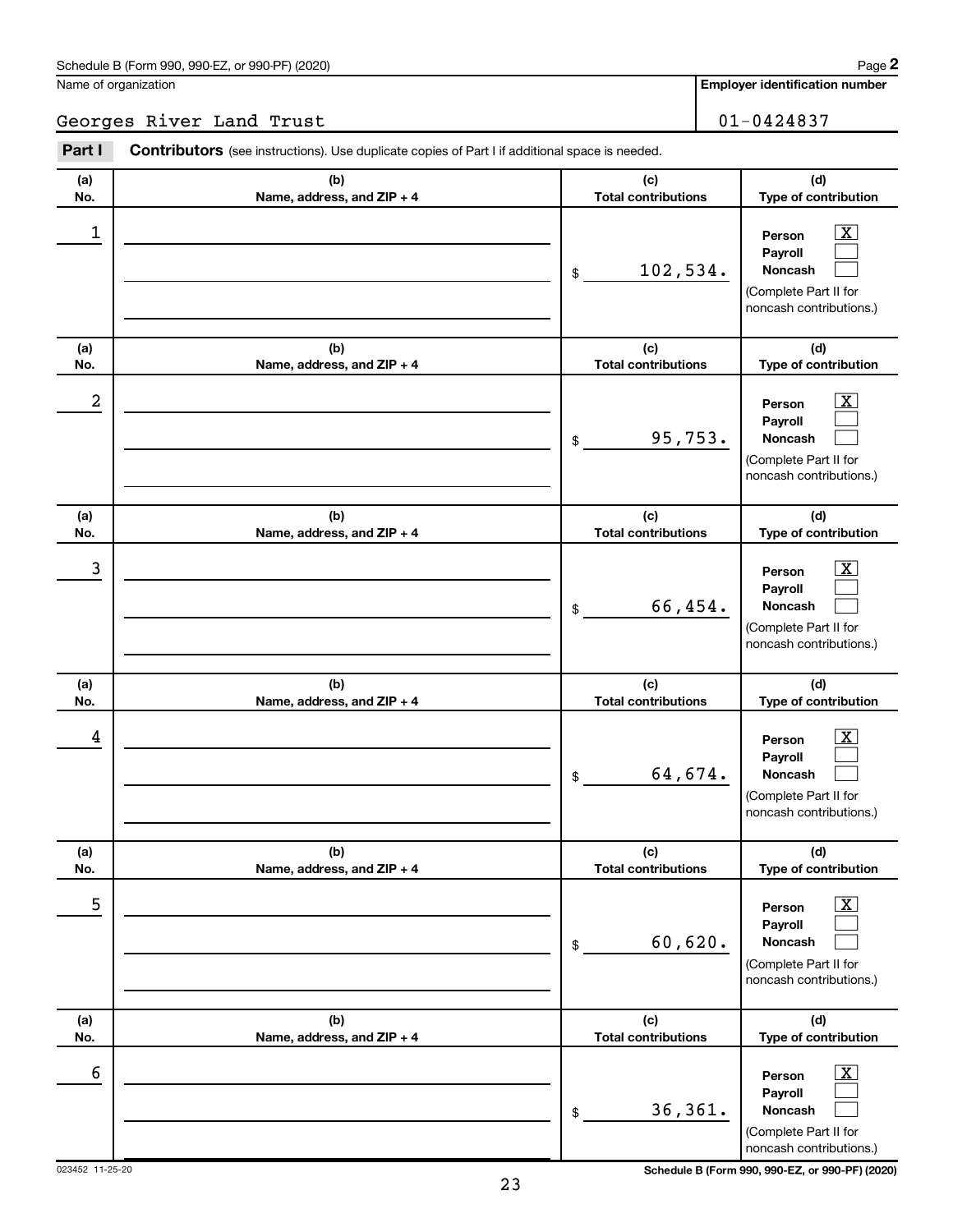Schedule B (Form 990, 990-EZ, or 990-PF) (2020) Page **2**

Name of organization: Georges River Land Trust

**Employer identification number:** 01-0424837

**Part I** **Contributors** (see instructions). Use duplicate copies of Part I if additional space is needed.

| (a) No. | (b) Name, address, and ZIP + 4 | (c) Total contributions | (d) Type of contribution |
|---|---|---|---|
| 1 | | $ 102,534. | Person [X] Payroll [ ] Noncash [ ] (Complete Part II for noncash contributions.) |
| 2 | | $ 95,753. | Person [X] Payroll [ ] Noncash [ ] (Complete Part II for noncash contributions.) |
| 3 | | $ 66,454. | Person [X] Payroll [ ] Noncash [ ] (Complete Part II for noncash contributions.) |
| 4 | | $ 64,674. | Person [X] Payroll [ ] Noncash [ ] (Complete Part II for noncash contributions.) |
| 5 | | $ 60,620. | Person [X] Payroll [ ] Noncash [ ] (Complete Part II for noncash contributions.) |
| 6 | | $ 36,361. | Person [X] Payroll [ ] Noncash [ ] (Complete Part II for noncash contributions.) |

023452 11-25-20 **Schedule B (Form 990, 990-EZ, or 990-PF) (2020)**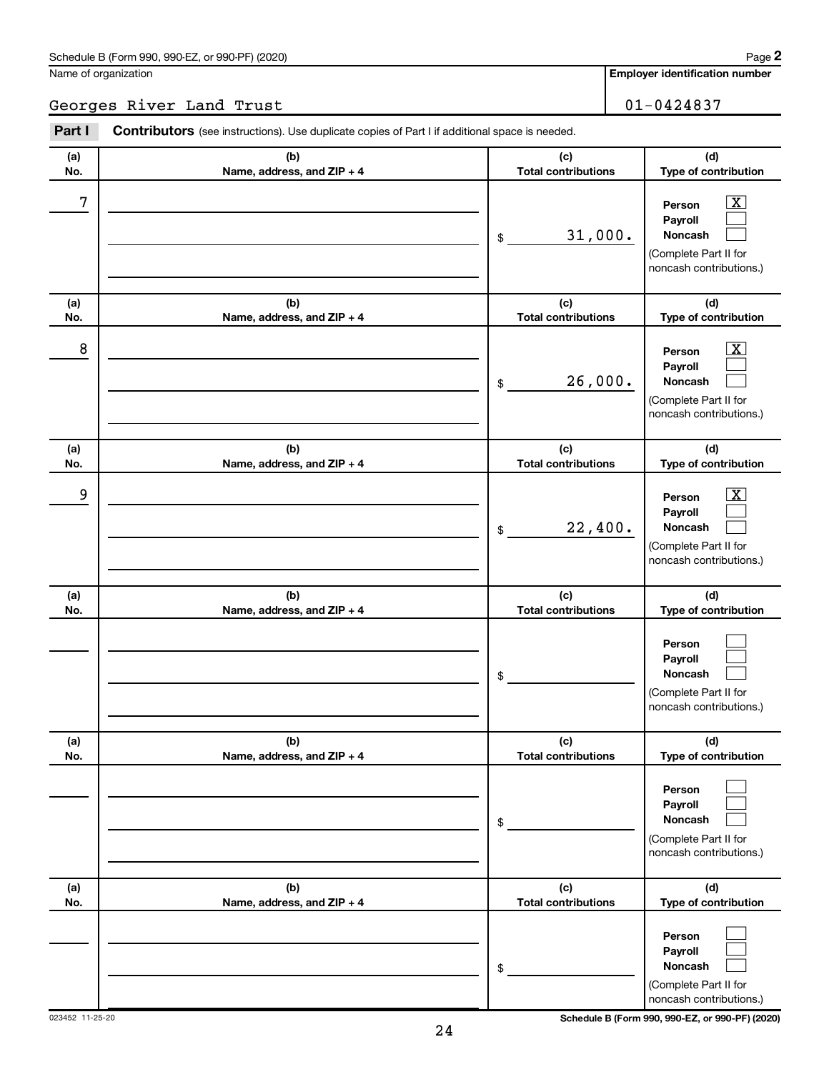Schedule B (Form 990, 990-EZ, or 990-PF) (2020) Page **2**

Name of organization: Georges River Land Trust

**Employer identification number:** 01-0424837

**Part I** **Contributors** (see instructions). Use duplicate copies of Part I if additional space is needed.

| (a) No. | (b) Name, address, and ZIP + 4 | (c) Total contributions | (d) Type of contribution |
|---|---|---|---|
| 7 | | $ 31,000. | Person [X] Payroll [ ] Noncash [ ] (Complete Part II for noncash contributions.) |
| 8 | | $ 26,000. | Person [X] Payroll [ ] Noncash [ ] (Complete Part II for noncash contributions.) |
| 9 | | $ 22,400. | Person [X] Payroll [ ] Noncash [ ] (Complete Part II for noncash contributions.) |
| | | $ | Person [ ] Payroll [ ] Noncash [ ] (Complete Part II for noncash contributions.) |
| | | $ | Person [ ] Payroll [ ] Noncash [ ] (Complete Part II for noncash contributions.) |
| | | $ | Person [ ] Payroll [ ] Noncash [ ] (Complete Part II for noncash contributions.) |

023452 11-25-20 **Schedule B (Form 990, 990-EZ, or 990-PF) (2020)**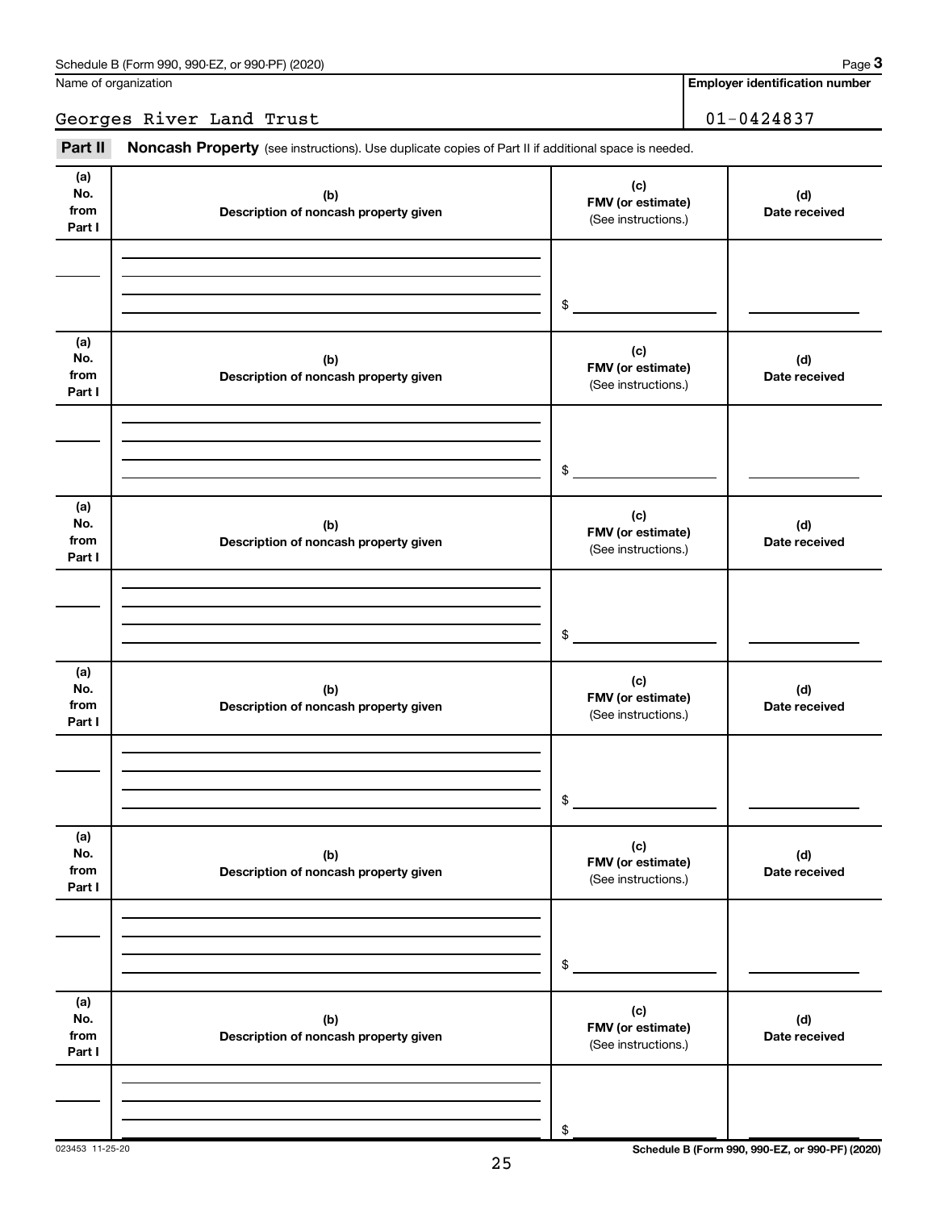Schedule B (Form 990, 990-EZ, or 990-PF) (2020) Page **3**

Name of organization | **Employer identification number**

Georges River Land Trust | 01-0424837

**Part II** **Noncash Property** (see instructions). Use duplicate copies of Part II if additional space is needed.

| (a) No. from Part I | (b) Description of noncash property given | (c) FMV (or estimate) (See instructions.) | (d) Date received |
|---|---|---|---|
| | | $ | |

| (a) No. from Part I | (b) Description of noncash property given | (c) FMV (or estimate) (See instructions.) | (d) Date received |
|---|---|---|---|
| | | $ | |

| (a) No. from Part I | (b) Description of noncash property given | (c) FMV (or estimate) (See instructions.) | (d) Date received |
|---|---|---|---|
| | | $ | |

| (a) No. from Part I | (b) Description of noncash property given | (c) FMV (or estimate) (See instructions.) | (d) Date received |
|---|---|---|---|
| | | $ | |

| (a) No. from Part I | (b) Description of noncash property given | (c) FMV (or estimate) (See instructions.) | (d) Date received |
|---|---|---|---|
| | | $ | |

| (a) No. from Part I | (b) Description of noncash property given | (c) FMV (or estimate) (See instructions.) | (d) Date received |
|---|---|---|---|
| | | $ | |

023453 11-25-20 **Schedule B (Form 990, 990-EZ, or 990-PF) (2020)**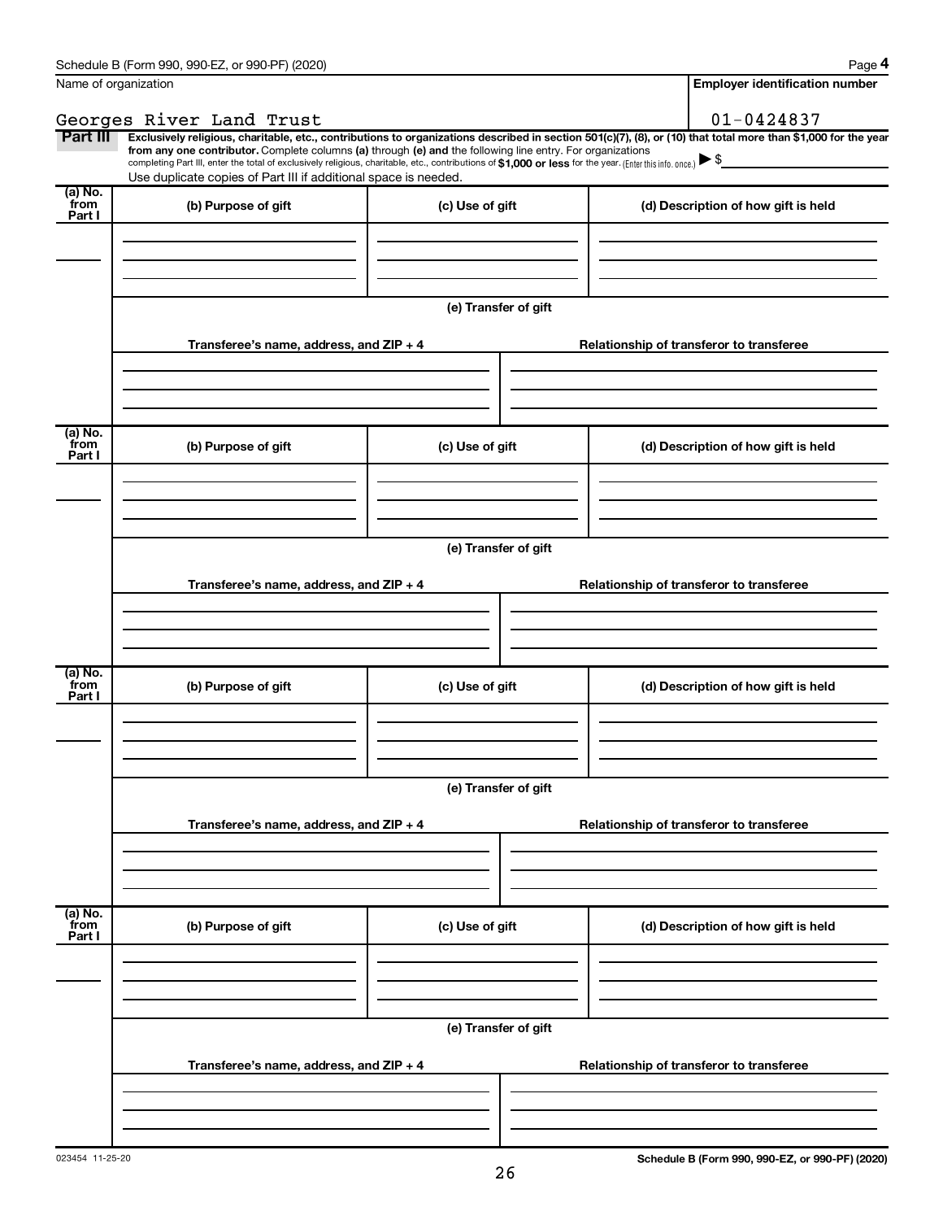Schedule B (Form 990, 990-EZ, or 990-PF) (2020) Page **4**

| Name of organization | Employer identification number |
|---|---|
| Georges River Land Trust | 01-0424837 |

**Part III** **Exclusively religious, charitable, etc., contributions to organizations described in section 501(c)(7), (8), or (10) that total more than $1,000 for the year from any one contributor.** Complete columns **(a)** through **(e)** and the following line entry. For organizations completing Part III, enter the total of exclusively religious, charitable, etc., contributions of **$1,000 or less** for the year. (Enter this info. once.) ▶ $

Use duplicate copies of Part III if additional space is needed.

| (a) No. from Part I | (b) Purpose of gift | (c) Use of gift | (d) Description of how gift is held |
|---|---|---|---|
| | | | |

**(e) Transfer of gift**

| Transferee's name, address, and ZIP + 4 | Relationship of transferor to transferee |
|---|---|
| | |

| (a) No. from Part I | (b) Purpose of gift | (c) Use of gift | (d) Description of how gift is held |
|---|---|---|---|
| | | | |

**(e) Transfer of gift**

| Transferee's name, address, and ZIP + 4 | Relationship of transferor to transferee |
|---|---|
| | |

| (a) No. from Part I | (b) Purpose of gift | (c) Use of gift | (d) Description of how gift is held |
|---|---|---|---|
| | | | |

**(e) Transfer of gift**

| Transferee's name, address, and ZIP + 4 | Relationship of transferor to transferee |
|---|---|
| | |

| (a) No. from Part I | (b) Purpose of gift | (c) Use of gift | (d) Description of how gift is held |
|---|---|---|---|
| | | | |

**(e) Transfer of gift**

| Transferee's name, address, and ZIP + 4 | Relationship of transferor to transferee |
|---|---|
| | |

023454 11-25-20 **Schedule B (Form 990, 990-EZ, or 990-PF) (2020)**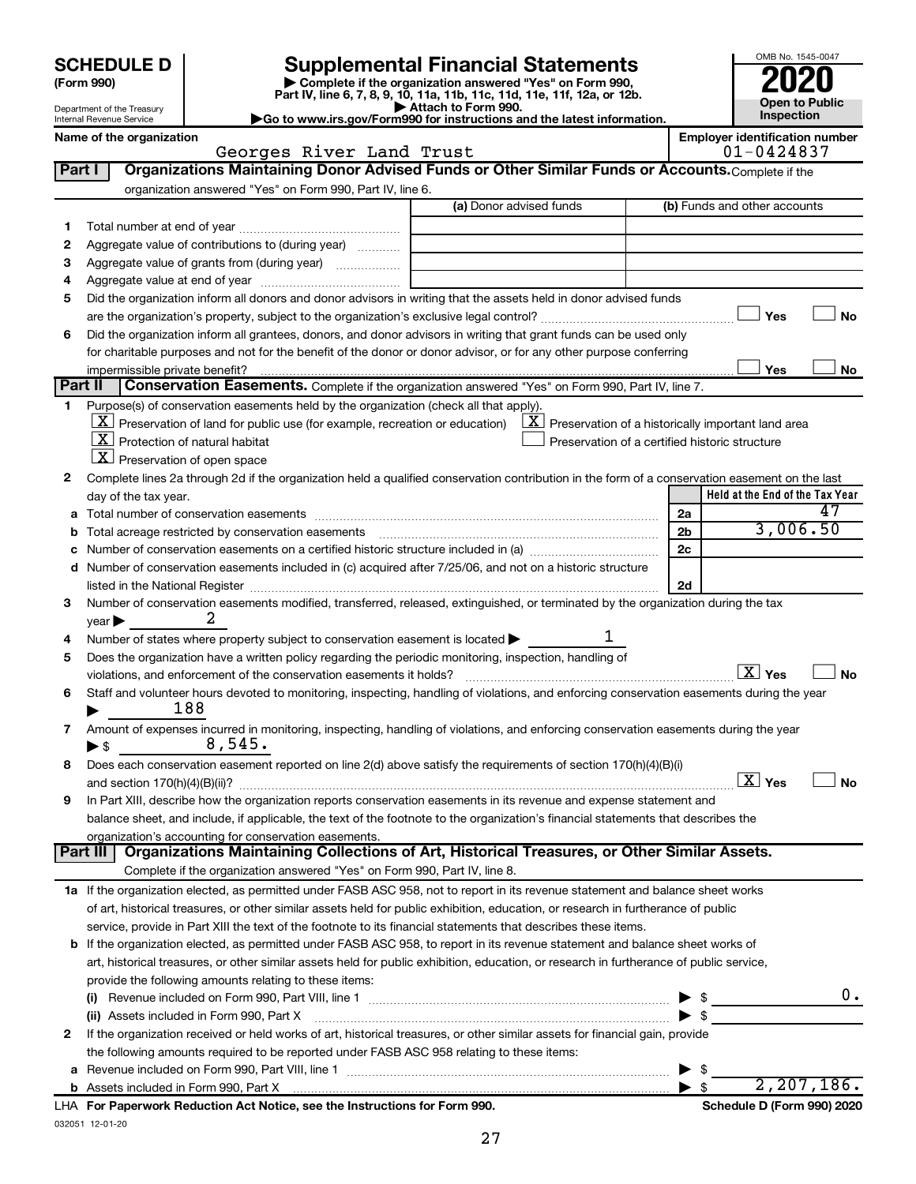# SCHEDULE D (Form 990)

Department of the Treasury
Internal Revenue Service

## Supplemental Financial Statements

▶ Complete if the organization answered "Yes" on Form 990, Part IV, line 6, 7, 8, 9, 10, 11a, 11b, 11c, 11d, 11e, 11f, 12a, or 12b.
▶ Attach to Form 990.
▶Go to www.irs.gov/Form990 for instructions and the latest information.

OMB No. 1545-0047
**2020**
**Open to Public Inspection**

**Name of the organization:** Georges River Land Trust
**Employer identification number:** 01-0424837

## Part I — Organizations Maintaining Donor Advised Funds or Other Similar Funds or Accounts.

Complete if the organization answered "Yes" on Form 990, Part IV, line 6.

| | | (a) Donor advised funds | (b) Funds and other accounts |
|---|---|---|---|
| 1 | Total number at end of year | | |
| 2 | Aggregate value of contributions to (during year) | | |
| 3 | Aggregate value of grants from (during year) | | |
| 4 | Aggregate value at end of year | | |

5 Did the organization inform all donors and donor advisors in writing that the assets held in donor advised funds are the organization's property, subject to the organization's exclusive legal control? ☐ Yes ☐ No

6 Did the organization inform all grantees, donors, and donor advisors in writing that grant funds can be used only for charitable purposes and not for the benefit of the donor or donor advisor, or for any other purpose conferring impermissible private benefit? ☐ Yes ☐ No

## Part II — Conservation Easements.

Complete if the organization answered "Yes" on Form 990, Part IV, line 7.

1 Purpose(s) of conservation easements held by the organization (check all that apply).
- [X] Preservation of land for public use (for example, recreation or education)
- [X] Preservation of a historically important land area
- [X] Protection of natural habitat
- [ ] Preservation of a certified historic structure
- [X] Preservation of open space

2 Complete lines 2a through 2d if the organization held a qualified conservation contribution in the form of a conservation easement on the last day of the tax year.

| | | | Held at the End of the Tax Year |
|---|---|---|---|
| a | Total number of conservation easements | 2a | 47 |
| b | Total acreage restricted by conservation easements | 2b | 3,006.50 |
| c | Number of conservation easements on a certified historic structure included in (a) | 2c | |
| d | Number of conservation easements included in (c) acquired after 7/25/06, and not on a historic structure listed in the National Register | 2d | |

3 Number of conservation easements modified, transferred, released, extinguished, or terminated by the organization during the tax year ▶ 2

4 Number of states where property subject to conservation easement is located ▶ 1

5 Does the organization have a written policy regarding the periodic monitoring, inspection, handling of violations, and enforcement of the conservation easements it holds? [X] Yes ☐ No

6 Staff and volunteer hours devoted to monitoring, inspecting, handling of violations, and enforcing conservation easements during the year ▶ 188

7 Amount of expenses incurred in monitoring, inspecting, handling of violations, and enforcing conservation easements during the year ▶ $ 8,545.

8 Does each conservation easement reported on line 2(d) above satisfy the requirements of section 170(h)(4)(B)(i) and section 170(h)(4)(B)(ii)? [X] Yes ☐ No

9 In Part XIII, describe how the organization reports conservation easements in its revenue and expense statement and balance sheet, and include, if applicable, the text of the footnote to the organization's financial statements that describes the organization's accounting for conservation easements.

## Part III — Organizations Maintaining Collections of Art, Historical Treasures, or Other Similar Assets.

Complete if the organization answered "Yes" on Form 990, Part IV, line 8.

1a If the organization elected, as permitted under FASB ASC 958, not to report in its revenue statement and balance sheet works of art, historical treasures, or other similar assets held for public exhibition, education, or research in furtherance of public service, provide in Part XIII the text of the footnote to its financial statements that describes these items.

b If the organization elected, as permitted under FASB ASC 958, to report in its revenue statement and balance sheet works of art, historical treasures, or other similar assets held for public exhibition, education, or research in furtherance of public service, provide the following amounts relating to these items:

(i) Revenue included on Form 990, Part VIII, line 1 ▶ $ 0.

(ii) Assets included in Form 990, Part X ▶ $

2 If the organization received or held works of art, historical treasures, or other similar assets for financial gain, provide the following amounts required to be reported under FASB ASC 958 relating to these items:

a Revenue included on Form 990, Part VIII, line 1 ▶ $

b Assets included in Form 990, Part X ▶ $ 2,207,186.

LHA For Paperwork Reduction Act Notice, see the Instructions for Form 990. Schedule D (Form 990) 2020

032051 12-01-20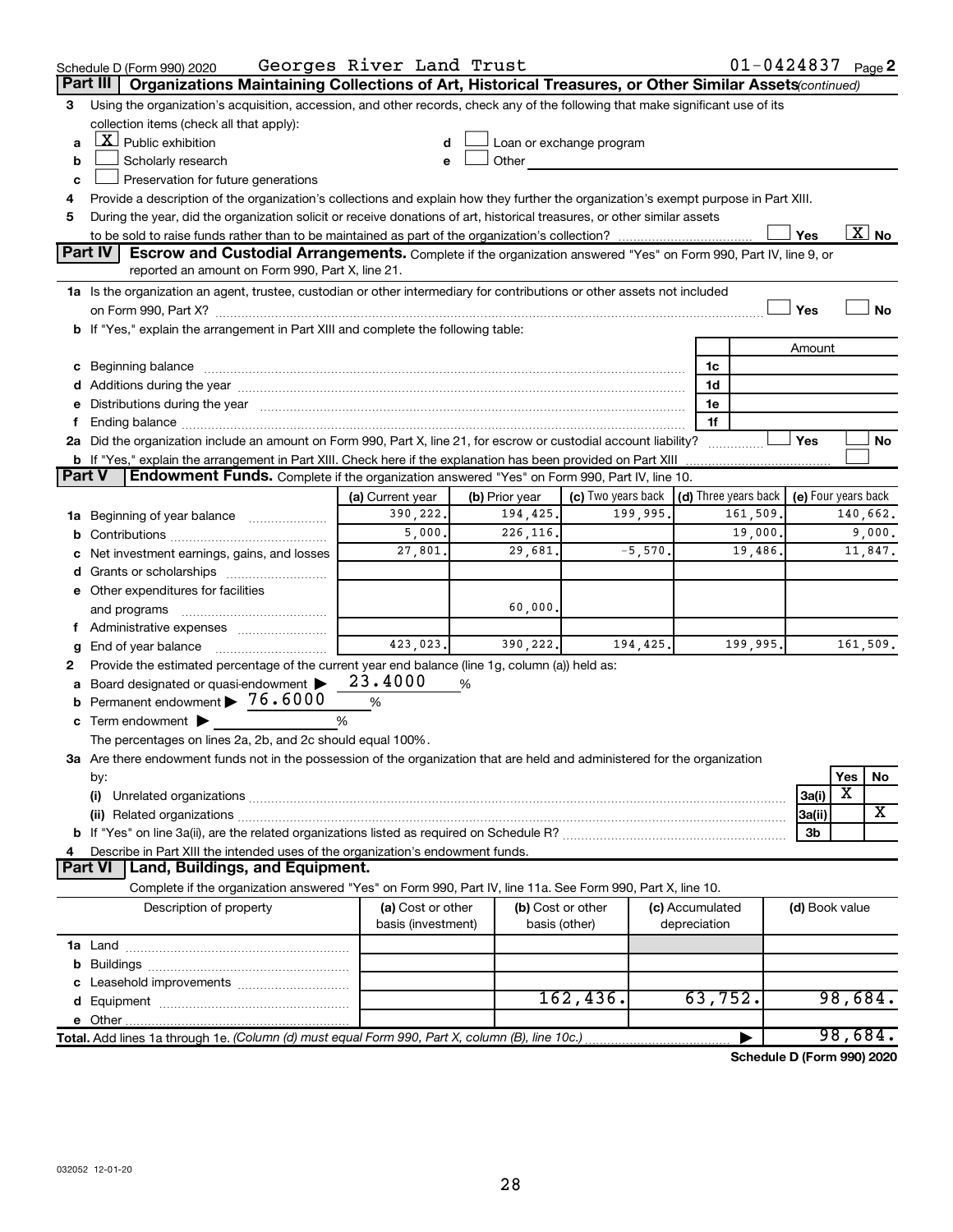Schedule D (Form 990) 2020 Georges River Land Trust 01-0424837 Page 2

## Part III | Organizations Maintaining Collections of Art, Historical Treasures, or Other Similar Assets *(continued)*

3 Using the organization's acquisition, accession, and other records, check any of the following that make significant use of its collection items (check all that apply):

- a [X] Public exhibition
- b [ ] Scholarly research
- c [ ] Preservation for future generations
- d [ ] Loan or exchange program
- e [ ] Other

4 Provide a description of the organization's collections and explain how they further the organization's exempt purpose in Part XIII.

5 During the year, did the organization solicit or receive donations of art, historical treasures, or other similar assets to be sold to raise funds rather than to be maintained as part of the organization's collection? [ ] Yes [X] No

## Part IV | Escrow and Custodial Arrangements.

Complete if the organization answered "Yes" on Form 990, Part IV, line 9, or reported an amount on Form 990, Part X, line 21.

1a Is the organization an agent, trustee, custodian or other intermediary for contributions or other assets not included on Form 990, Part X? [ ] Yes [ ] No

b If "Yes," explain the arrangement in Part XIII and complete the following table:

| | | Amount |
|---|---|---|
| c Beginning balance | 1c | |
| d Additions during the year | 1d | |
| e Distributions during the year | 1e | |
| f Ending balance | 1f | |

2a Did the organization include an amount on Form 990, Part X, line 21, for escrow or custodial account liability? [ ] Yes [ ] No

b If "Yes," explain the arrangement in Part XIII. Check here if the explanation has been provided on Part XIII [ ]

## Part V | Endowment Funds.

Complete if the organization answered "Yes" on Form 990, Part IV, line 10.

| | (a) Current year | (b) Prior year | (c) Two years back | (d) Three years back | (e) Four years back |
|---|---|---|---|---|---|
| 1a Beginning of year balance | 390,222. | 194,425. | 199,995. | 161,509. | 140,662. |
| b Contributions | 5,000. | 226,116. | | 19,000. | 9,000. |
| c Net investment earnings, gains, and losses | 27,801. | 29,681. | -5,570. | 19,486. | 11,847. |
| d Grants or scholarships | | | | | |
| e Other expenditures for facilities and programs | | 60,000. | | | |
| f Administrative expenses | | | | | |
| g End of year balance | 423,023. | 390,222. | 194,425. | 199,995. | 161,509. |

2 Provide the estimated percentage of the current year end balance (line 1g, column (a)) held as:

- a Board designated or quasi-endowment ▶ 23.4000 %
- b Permanent endowment ▶ 76.6000 %
- c Term endowment ▶ %

The percentages on lines 2a, 2b, and 2c should equal 100%.

3a Are there endowment funds not in the possession of the organization that are held and administered for the organization by:

| | | Yes | No |
|---|---|---|---|
| (i) Unrelated organizations | 3a(i) | X | |
| (ii) Related organizations | 3a(ii) | | X |
| b If "Yes" on line 3a(ii), are the related organizations listed as required on Schedule R? | 3b | | |

4 Describe in Part XIII the intended uses of the organization's endowment funds.

## Part VI | Land, Buildings, and Equipment.

Complete if the organization answered "Yes" on Form 990, Part IV, line 11a. See Form 990, Part X, line 10.

| Description of property | (a) Cost or other basis (investment) | (b) Cost or other basis (other) | (c) Accumulated depreciation | (d) Book value |
|---|---|---|---|---|
| 1a Land | | | | |
| b Buildings | | | | |
| c Leasehold improvements | | | | |
| d Equipment | | 162,436. | 63,752. | 98,684. |
| e Other | | | | |
| **Total.** Add lines 1a through 1e. *(Column (d) must equal Form 990, Part X, column (B), line 10c.)* | | | | 98,684. |

**Schedule D (Form 990) 2020**

032052 12-01-20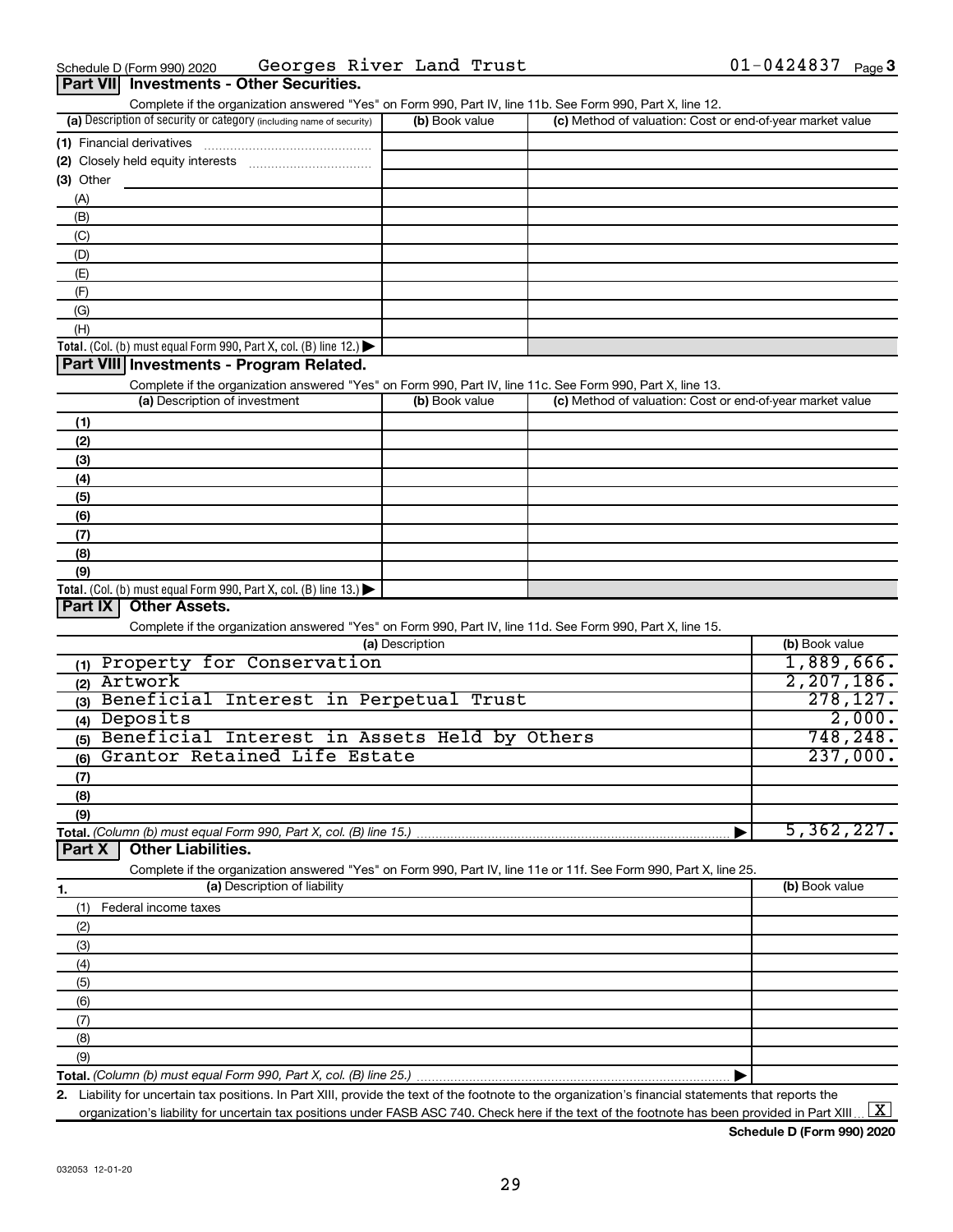Schedule D (Form 990) 2020 Georges River Land Trust 01-0424837 Page 3

## Part VII Investments - Other Securities.

Complete if the organization answered "Yes" on Form 990, Part IV, line 11b. See Form 990, Part X, line 12.

| (a) Description of security or category (including name of security) | (b) Book value | (c) Method of valuation: Cost or end-of-year market value |
|---|---|---|
| (1) Financial derivatives | | |
| (2) Closely held equity interests | | |
| (3) Other | | |
| (A) | | |
| (B) | | |
| (C) | | |
| (D) | | |
| (E) | | |
| (F) | | |
| (G) | | |
| (H) | | |
| **Total.** (Col. (b) must equal Form 990, Part X, col. (B) line 12.) ▶ | | |

## Part VIII Investments - Program Related.

Complete if the organization answered "Yes" on Form 990, Part IV, line 11c. See Form 990, Part X, line 13.

| (a) Description of investment | (b) Book value | (c) Method of valuation: Cost or end-of-year market value |
|---|---|---|
| (1) | | |
| (2) | | |
| (3) | | |
| (4) | | |
| (5) | | |
| (6) | | |
| (7) | | |
| (8) | | |
| (9) | | |
| **Total.** (Col. (b) must equal Form 990, Part X, col. (B) line 13.) ▶ | | |

## Part IX Other Assets.

Complete if the organization answered "Yes" on Form 990, Part IV, line 11d. See Form 990, Part X, line 15.

| (a) Description | (b) Book value |
|---|---|
| (1) Property for Conservation | 1,889,666. |
| (2) Artwork | 2,207,186. |
| (3) Beneficial Interest in Perpetual Trust | 278,127. |
| (4) Deposits | 2,000. |
| (5) Beneficial Interest in Assets Held by Others | 748,248. |
| (6) Grantor Retained Life Estate | 237,000. |
| (7) | |
| (8) | |
| (9) | |
| **Total.** *(Column (b) must equal Form 990, Part X, col. (B) line 15.)* ▶ | 5,362,227. |

## Part X Other Liabilities.

Complete if the organization answered "Yes" on Form 990, Part IV, line 11e or 11f. See Form 990, Part X, line 25.

| 1. (a) Description of liability | (b) Book value |
|---|---|
| (1) Federal income taxes | |
| (2) | |
| (3) | |
| (4) | |
| (5) | |
| (6) | |
| (7) | |
| (8) | |
| (9) | |
| **Total.** *(Column (b) must equal Form 990, Part X, col. (B) line 25.)* ▶ | |

**2.** Liability for uncertain tax positions. In Part XIII, provide the text of the footnote to the organization's financial statements that reports the organization's liability for uncertain tax positions under FASB ASC 740. Check here if the text of the footnote has been provided in Part XIII ... [X]

**Schedule D (Form 990) 2020**

032053 12-01-20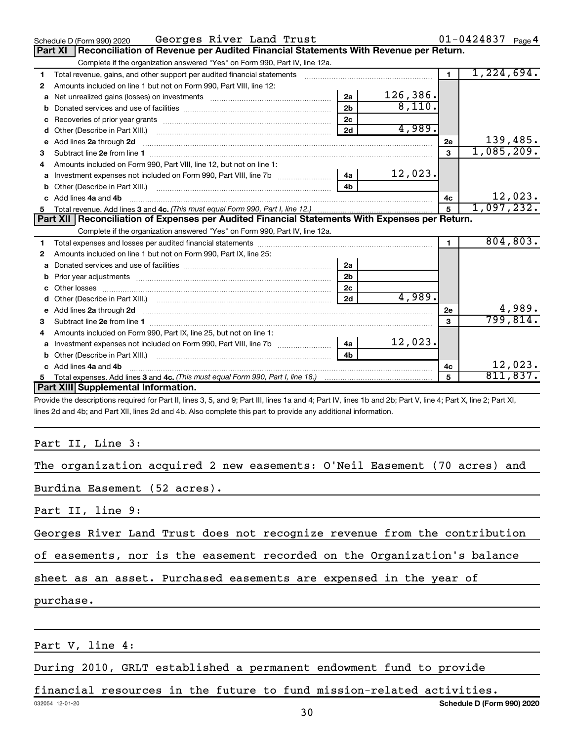Schedule D (Form 990) 2020 Georges River Land Trust 01-0424837 Page 4

## Part XI Reconciliation of Revenue per Audited Financial Statements With Revenue per Return.

Complete if the organization answered "Yes" on Form 990, Part IV, line 12a.

| | | | | | |
|---|---|---|---|---|---|
| 1 | Total revenue, gains, and other support per audited financial statements | | | 1 | 1,224,694. |
| 2 | Amounts included on line 1 but not on Form 990, Part VIII, line 12: | | | | |
| a | Net unrealized gains (losses) on investments | 2a | 126,386. | | |
| b | Donated services and use of facilities | 2b | 8,110. | | |
| c | Recoveries of prior year grants | 2c | | | |
| d | Other (Describe in Part XIII.) | 2d | 4,989. | | |
| e | Add lines 2a through 2d | | | 2e | 139,485. |
| 3 | Subtract line 2e from line 1 | | | 3 | 1,085,209. |
| 4 | Amounts included on Form 990, Part VIII, line 12, but not on line 1: | | | | |
| a | Investment expenses not included on Form 990, Part VIII, line 7b | 4a | 12,023. | | |
| b | Other (Describe in Part XIII.) | 4b | | | |
| c | Add lines 4a and 4b | | | 4c | 12,023. |
| 5 | Total revenue. Add lines 3 and 4c. *(This must equal Form 990, Part I, line 12.)* | | | 5 | 1,097,232. |

## Part XII Reconciliation of Expenses per Audited Financial Statements With Expenses per Return.

Complete if the organization answered "Yes" on Form 990, Part IV, line 12a.

| | | | | | |
|---|---|---|---|---|---|
| 1 | Total expenses and losses per audited financial statements | | | 1 | 804,803. |
| 2 | Amounts included on line 1 but not on Form 990, Part IX, line 25: | | | | |
| a | Donated services and use of facilities | 2a | | | |
| b | Prior year adjustments | 2b | | | |
| c | Other losses | 2c | | | |
| d | Other (Describe in Part XIII.) | 2d | 4,989. | | |
| e | Add lines 2a through 2d | | | 2e | 4,989. |
| 3 | Subtract line 2e from line 1 | | | 3 | 799,814. |
| 4 | Amounts included on Form 990, Part IX, line 25, but not on line 1: | | | | |
| a | Investment expenses not included on Form 990, Part VIII, line 7b | 4a | 12,023. | | |
| b | Other (Describe in Part XIII.) | 4b | | | |
| c | Add lines 4a and 4b | | | 4c | 12,023. |
| 5 | Total expenses. Add lines 3 and 4c. *(This must equal Form 990, Part I, line 18.)* | | | 5 | 811,837. |

## Part XIII Supplemental Information.

Provide the descriptions required for Part II, lines 3, 5, and 9; Part III, lines 1a and 4; Part IV, lines 1b and 2b; Part V, line 4; Part X, line 2; Part XI, lines 2d and 4b; and Part XII, lines 2d and 4b. Also complete this part to provide any additional information.

Part II, Line 3:

The organization acquired 2 new easements: O'Neil Easement (70 acres) and Burdina Easement (52 acres).

Part II, line 9:

Georges River Land Trust does not recognize revenue from the contribution of easements, nor is the easement recorded on the Organization's balance sheet as an asset. Purchased easements are expensed in the year of purchase.

Part V, line 4:

During 2010, GRLT established a permanent endowment fund to provide financial resources in the future to fund mission-related activities.

032054 12-01-20 Schedule D (Form 990) 2020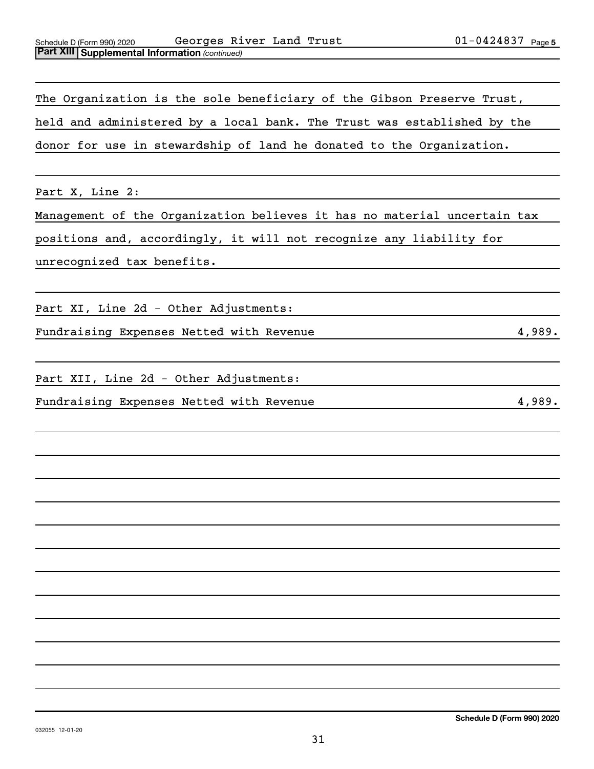Schedule D (Form 990) 2020 Georges River Land Trust 01-0424837 Page 5

**Part XIII | Supplemental Information** *(continued)*

The Organization is the sole beneficiary of the Gibson Preserve Trust, held and administered by a local bank. The Trust was established by the donor for use in stewardship of land he donated to the Organization.

Part X, Line 2:

Management of the Organization believes it has no material uncertain tax positions and, accordingly, it will not recognize any liability for unrecognized tax benefits.

Part XI, Line 2d - Other Adjustments:

| | |
|---|---|
| Fundraising Expenses Netted with Revenue | 4,989. |

Part XII, Line 2d - Other Adjustments:

| | |
|---|---|
| Fundraising Expenses Netted with Revenue | 4,989. |

032055 12-01-20

**Schedule D (Form 990) 2020**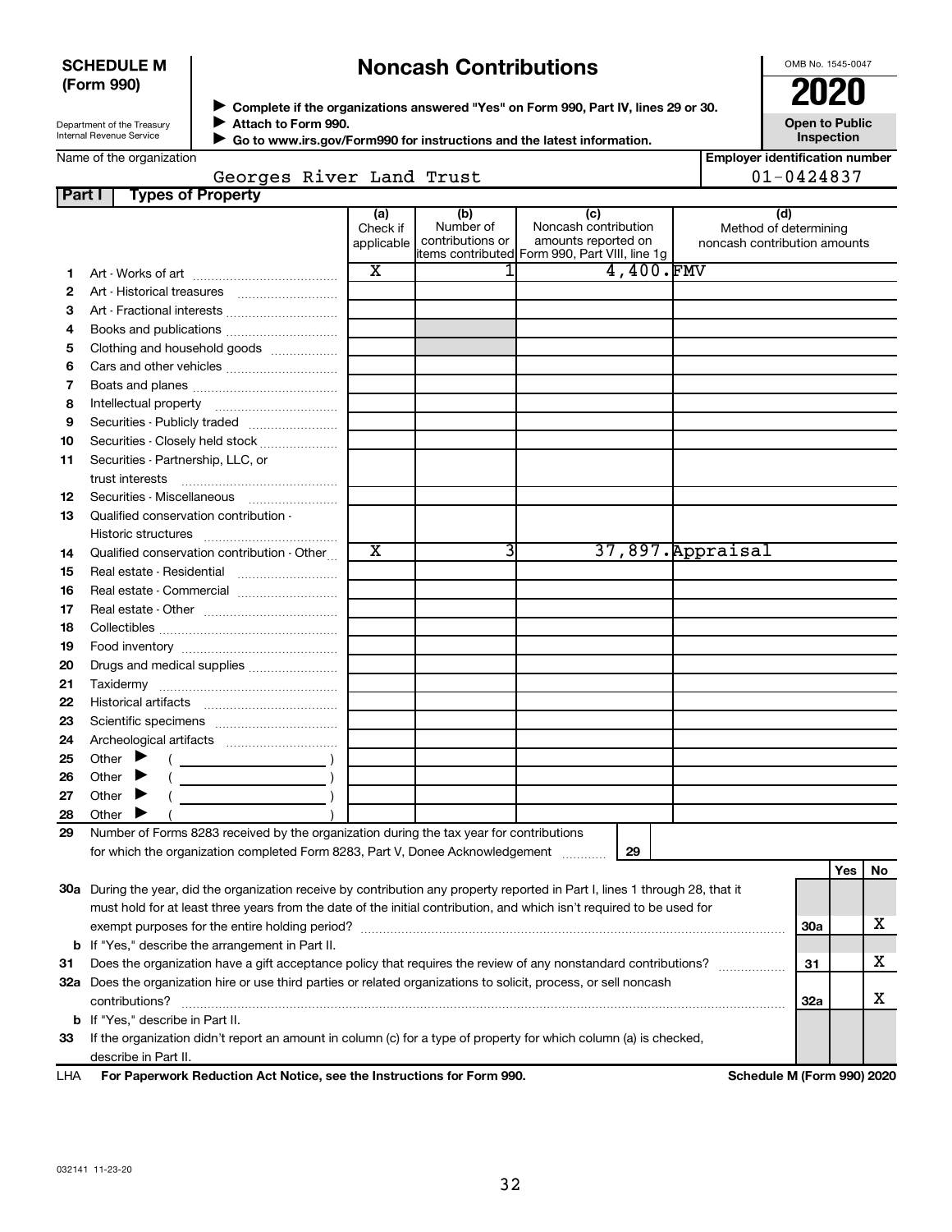**SCHEDULE M (Form 990)**

Department of the Treasury
Internal Revenue Service

# Noncash Contributions

▶ Complete if the organizations answered "Yes" on Form 990, Part IV, lines 29 or 30.
▶ Attach to Form 990.
▶ Go to www.irs.gov/Form990 for instructions and the latest information.

OMB No. 1545-0047

**2020**

**Open to Public Inspection**

Name of the organization: Georges River Land Trust

Employer identification number: 01-0424837

**Part I — Types of Property**

| | | (a) Check if applicable | (b) Number of contributions or items contributed | (c) Noncash contribution amounts reported on Form 990, Part VIII, line 1g | (d) Method of determining noncash contribution amounts |
|---|---|---|---|---|---|
| 1 | Art - Works of art | X | 1 | 4,400. | FMV |
| 2 | Art - Historical treasures | | | | |
| 3 | Art - Fractional interests | | | | |
| 4 | Books and publications | | | | |
| 5 | Clothing and household goods | | | | |
| 6 | Cars and other vehicles | | | | |
| 7 | Boats and planes | | | | |
| 8 | Intellectual property | | | | |
| 9 | Securities - Publicly traded | | | | |
| 10 | Securities - Closely held stock | | | | |
| 11 | Securities - Partnership, LLC, or trust interests | | | | |
| 12 | Securities - Miscellaneous | | | | |
| 13 | Qualified conservation contribution - Historic structures | | | | |
| 14 | Qualified conservation contribution - Other | X | 3 | 37,897. | Appraisal |
| 15 | Real estate - Residential | | | | |
| 16 | Real estate - Commercial | | | | |
| 17 | Real estate - Other | | | | |
| 18 | Collectibles | | | | |
| 19 | Food inventory | | | | |
| 20 | Drugs and medical supplies | | | | |
| 21 | Taxidermy | | | | |
| 22 | Historical artifacts | | | | |
| 23 | Scientific specimens | | | | |
| 24 | Archeological artifacts | | | | |
| 25 | Other ▶ ( ) | | | | |
| 26 | Other ▶ ( ) | | | | |
| 27 | Other ▶ ( ) | | | | |
| 28 | Other ▶ ( ) | | | | |

29 Number of Forms 8283 received by the organization during the tax year for contributions for which the organization completed Form 8283, Part V, Donee Acknowledgement ..... 29

| | | | Yes | No |
|---|---|---|---|---|
| 30a | During the year, did the organization receive by contribution any property reported in Part I, lines 1 through 28, that it must hold for at least three years from the date of the initial contribution, and which isn't required to be used for exempt purposes for the entire holding period? | 30a | | X |
| b | If "Yes," describe the arrangement in Part II. | | | |
| 31 | Does the organization have a gift acceptance policy that requires the review of any nonstandard contributions? | 31 | | X |
| 32a | Does the organization hire or use third parties or related organizations to solicit, process, or sell noncash contributions? | 32a | | X |
| b | If "Yes," describe in Part II. | | | |
| 33 | If the organization didn't report an amount in column (c) for a type of property for which column (a) is checked, describe in Part II. | | | |

LHA For Paperwork Reduction Act Notice, see the Instructions for Form 990. — Schedule M (Form 990) 2020

032141 11-23-20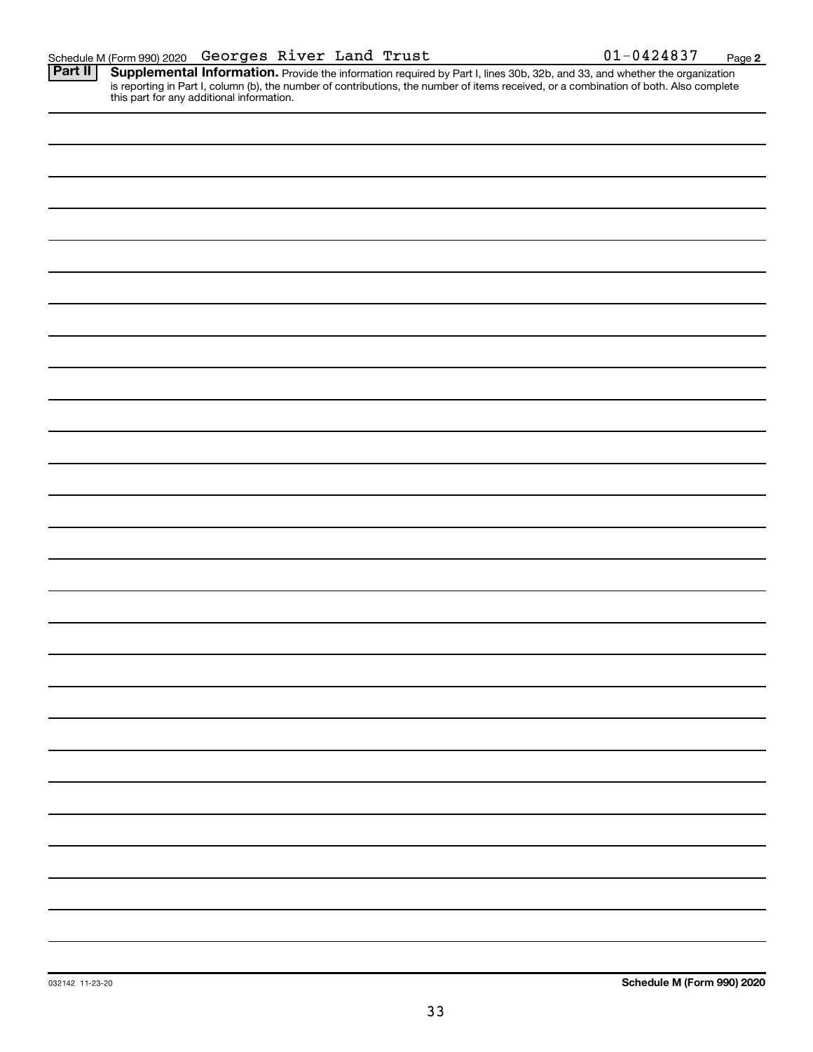Schedule M (Form 990) 2020 Georges River Land Trust 01-0424837 Page **2**

**Part II** **Supplemental Information.** Provide the information required by Part I, lines 30b, 32b, and 33, and whether the organization is reporting in Part I, column (b), the number of contributions, the number of items received, or a combination of both. Also complete this part for any additional information.

032142 11-23-20

**Schedule M (Form 990) 2020**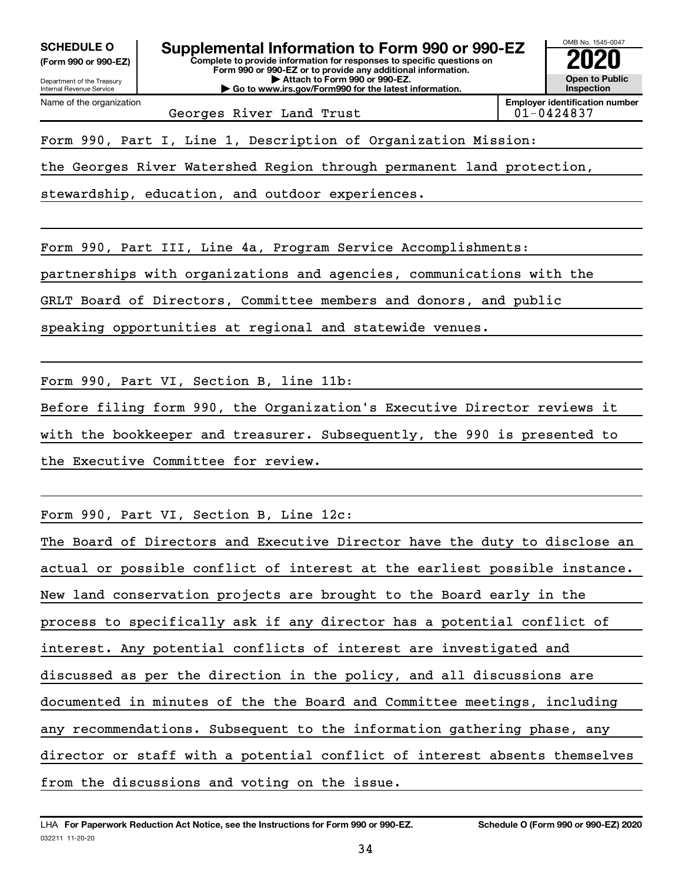**SCHEDULE O (Form 990 or 990-EZ)**

Department of the Treasury
Internal Revenue Service

# Supplemental Information to Form 990 or 990-EZ

**Complete to provide information for responses to specific questions on Form 990 or 990-EZ or to provide any additional information.**
**▶ Attach to Form 990 or 990-EZ.**
**▶ Go to www.irs.gov/Form990 for the latest information.**

OMB No. 1545-0047
**2020**
**Open to Public Inspection**

Name of the organization: Georges River Land Trust

**Employer identification number:** 01-0424837

Form 990, Part I, Line 1, Description of Organization Mission:

the Georges River Watershed Region through permanent land protection, stewardship, education, and outdoor experiences.

Form 990, Part III, Line 4a, Program Service Accomplishments:

partnerships with organizations and agencies, communications with the GRLT Board of Directors, Committee members and donors, and public speaking opportunities at regional and statewide venues.

Form 990, Part VI, Section B, line 11b:

Before filing form 990, the Organization's Executive Director reviews it with the bookkeeper and treasurer. Subsequently, the 990 is presented to the Executive Committee for review.

Form 990, Part VI, Section B, Line 12c:

The Board of Directors and Executive Director have the duty to disclose an actual or possible conflict of interest at the earliest possible instance. New land conservation projects are brought to the Board early in the process to specifically ask if any director has a potential conflict of interest. Any potential conflicts of interest are investigated and discussed as per the direction in the policy, and all discussions are documented in minutes of the the Board and Committee meetings, including any recommendations. Subsequent to the information gathering phase, any director or staff with a potential conflict of interest absents themselves from the discussions and voting on the issue.

LHA **For Paperwork Reduction Act Notice, see the Instructions for Form 990 or 990-EZ.** **Schedule O (Form 990 or 990-EZ) 2020**

032211 11-20-20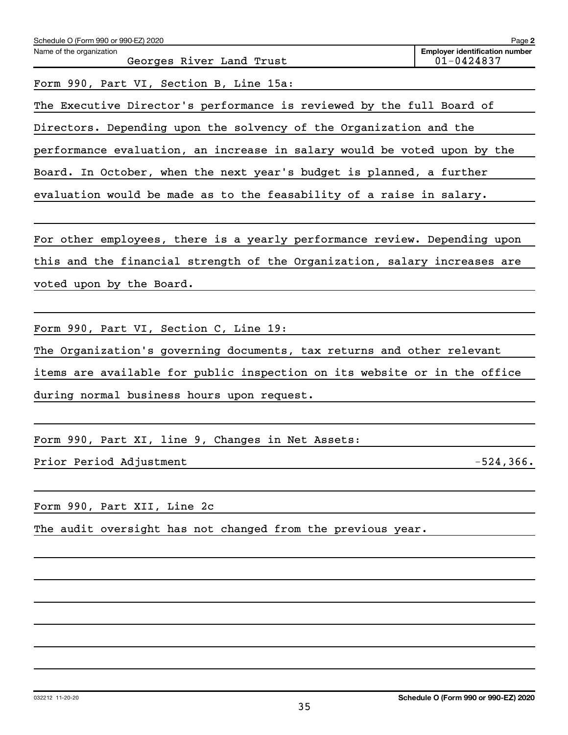Schedule O (Form 990 or 990-EZ) 2020 Page **2**

Name of the organization: Georges River Land Trust

**Employer identification number**: 01-0424837

Form 990, Part VI, Section B, Line 15a:

The Executive Director's performance is reviewed by the full Board of Directors. Depending upon the solvency of the Organization and the performance evaluation, an increase in salary would be voted upon by the Board. In October, when the next year's budget is planned, a further evaluation would be made as to the feasability of a raise in salary.

For other employees, there is a yearly performance review. Depending upon this and the financial strength of the Organization, salary increases are voted upon by the Board.

Form 990, Part VI, Section C, Line 19:

The Organization's governing documents, tax returns and other relevant items are available for public inspection on its website or in the office during normal business hours upon request.

Form 990, Part XI, line 9, Changes in Net Assets:

| | |
|---|---|
| Prior Period Adjustment | -524,366. |

Form 990, Part XII, Line 2c

The audit oversight has not changed from the previous year.

032212 11-20-20 **Schedule O (Form 990 or 990-EZ) 2020**